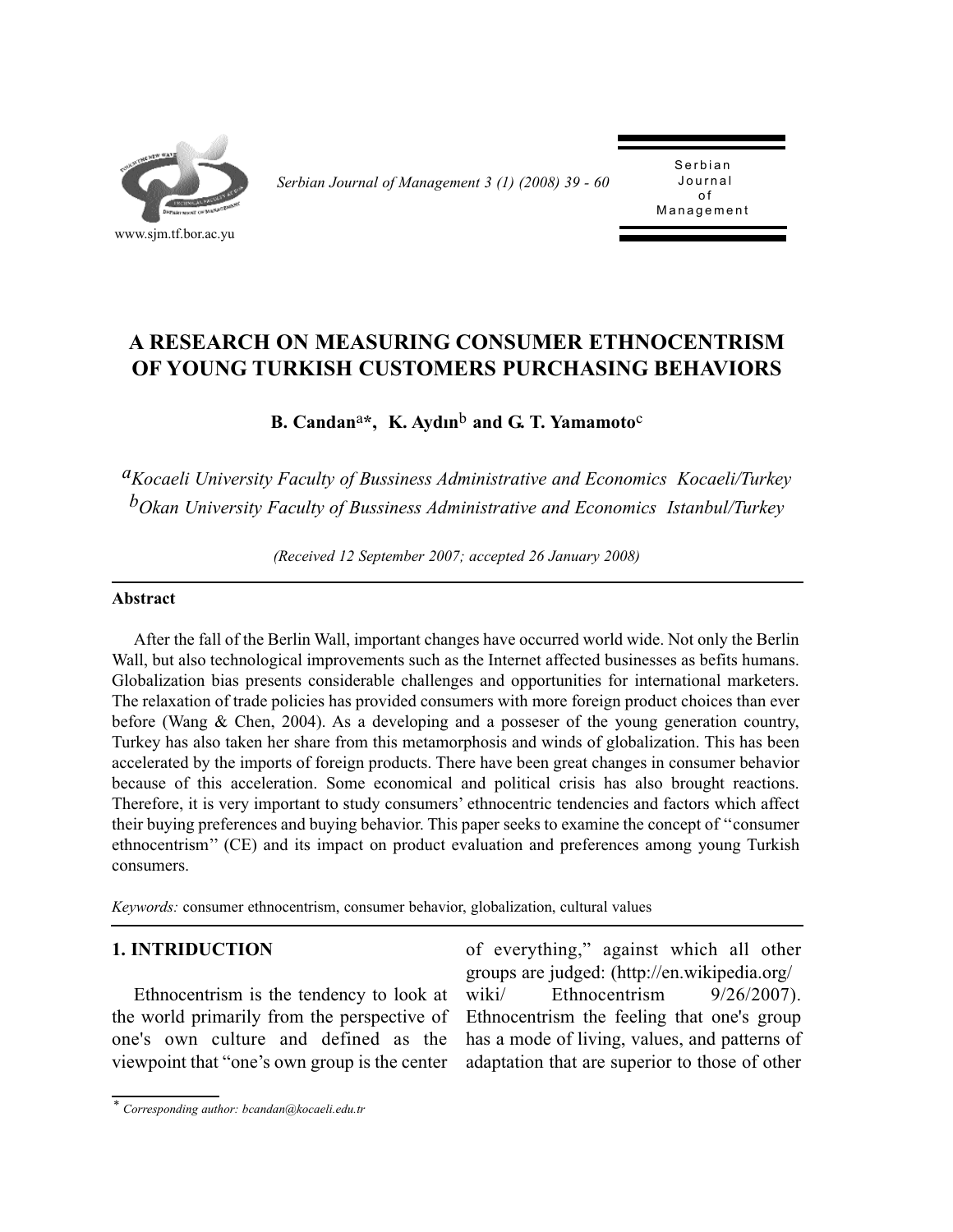# A RESEARCH ON MEASURING CONSUMER ETHNOCENTRISM OF YOUNG TURKISH CUSTOMERS PURCHASING BEHAVIORS

**B. Candan[a]*, K. Aydın[b] and G. T. Yamamoto[c]**

[a]*Kocaeli University Faculty of Bussiness Administrative and Economics Kocaeli/Turkey*
[b]*Okan University Faculty of Bussiness Administrative and Economics Istanbul/Turkey*

*(Received 12 September 2007; accepted 26 January 2008)*

**Abstract**

After the fall of the Berlin Wall, important changes have occurred world wide. Not only the Berlin Wall, but also technological improvements such as the Internet affected businesses as befits humans. Globalization bias presents considerable challenges and opportunities for international marketers. The relaxation of trade policies has provided consumers with more foreign product choices than ever before (Wang & Chen, 2004). As a developing and a posseser of the young generation country, Turkey has also taken her share from this metamorphosis and winds of globalization. This has been accelerated by the imports of foreign products. There have been great changes in consumer behavior because of this acceleration. Some economical and political crisis has also brought reactions. Therefore, it is very important to study consumers' ethnocentric tendencies and factors which affect their buying preferences and buying behavior. This paper seeks to examine the concept of ''consumer ethnocentrism'' (CE) and its impact on product evaluation and preferences among young Turkish consumers.

*Keywords:* consumer ethnocentrism, consumer behavior, globalization, cultural values

## 1. INTRIDUCTION

Ethnocentrism is the tendency to look at the world primarily from the perspective of one's own culture and defined as the viewpoint that "one's own group is the center of everything," against which all other groups are judged: (http://en.wikipedia.org/wiki/ Ethnocentrism 9/26/2007). Ethnocentrism the feeling that one's group has a mode of living, values, and patterns of adaptation that are superior to those of other

* *Corresponding author: bcandan@kocaeli.edu.tr*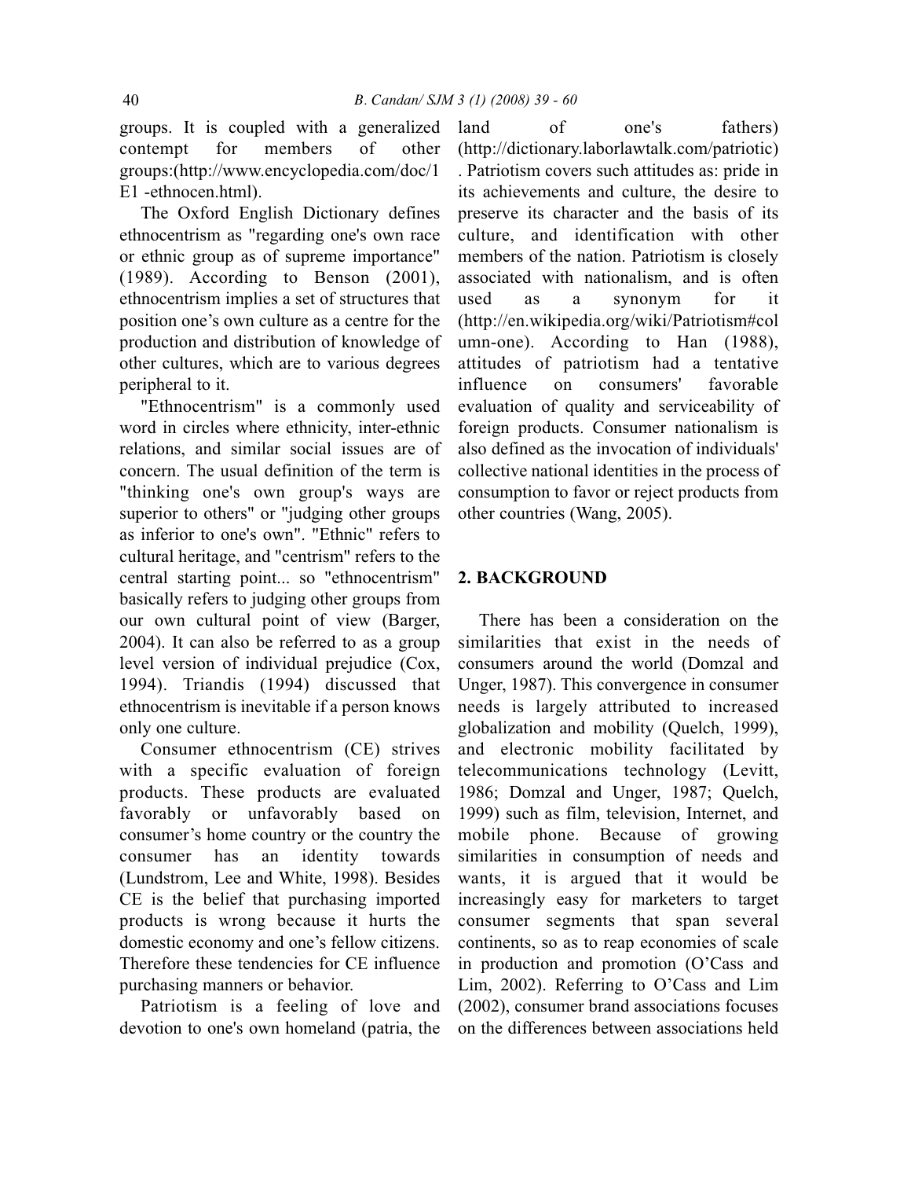groups. It is coupled with a generalized contempt for members of other groups:(http://www.encyclopedia.com/doc/1E1 -ethnocen.html).

The Oxford English Dictionary defines ethnocentrism as "regarding one's own race or ethnic group as of supreme importance" (1989). According to Benson (2001), ethnocentrism implies a set of structures that position one's own culture as a centre for the production and distribution of knowledge of other cultures, which are to various degrees peripheral to it.

"Ethnocentrism" is a commonly used word in circles where ethnicity, inter-ethnic relations, and similar social issues are of concern. The usual definition of the term is "thinking one's own group's ways are superior to others" or "judging other groups as inferior to one's own". "Ethnic" refers to cultural heritage, and "centrism" refers to the central starting point... so "ethnocentrism" basically refers to judging other groups from our own cultural point of view (Barger, 2004). It can also be referred to as a group level version of individual prejudice (Cox, 1994). Triandis (1994) discussed that ethnocentrism is inevitable if a person knows only one culture.

Consumer ethnocentrism (CE) strives with a specific evaluation of foreign products. These products are evaluated favorably or unfavorably based on consumer's home country or the country the consumer has an identity towards (Lundstrom, Lee and White, 1998). Besides CE is the belief that purchasing imported products is wrong because it hurts the domestic economy and one's fellow citizens. Therefore these tendencies for CE influence purchasing manners or behavior.

Patriotism is a feeling of love and devotion to one's own homeland (patria, the land of one's fathers) (http://dictionary.laborlawtalk.com/patriotic). Patriotism covers such attitudes as: pride in its achievements and culture, the desire to preserve its character and the basis of its culture, and identification with other members of the nation. Patriotism is closely associated with nationalism, and is often used as a synonym for it (http://en.wikipedia.org/wiki/Patriotism#column-one). According to Han (1988), attitudes of patriotism had a tentative influence on consumers' favorable evaluation of quality and serviceability of foreign products. Consumer nationalism is also defined as the invocation of individuals' collective national identities in the process of consumption to favor or reject products from other countries (Wang, 2005).

## 2. BACKGROUND

There has been a consideration on the similarities that exist in the needs of consumers around the world (Domzal and Unger, 1987). This convergence in consumer needs is largely attributed to increased globalization and mobility (Quelch, 1999), and electronic mobility facilitated by telecommunications technology (Levitt, 1986; Domzal and Unger, 1987; Quelch, 1999) such as film, television, Internet, and mobile phone. Because of growing similarities in consumption of needs and wants, it is argued that it would be increasingly easy for marketers to target consumer segments that span several continents, so as to reap economies of scale in production and promotion (O'Cass and Lim, 2002). Referring to O'Cass and Lim (2002), consumer brand associations focuses on the differences between associations held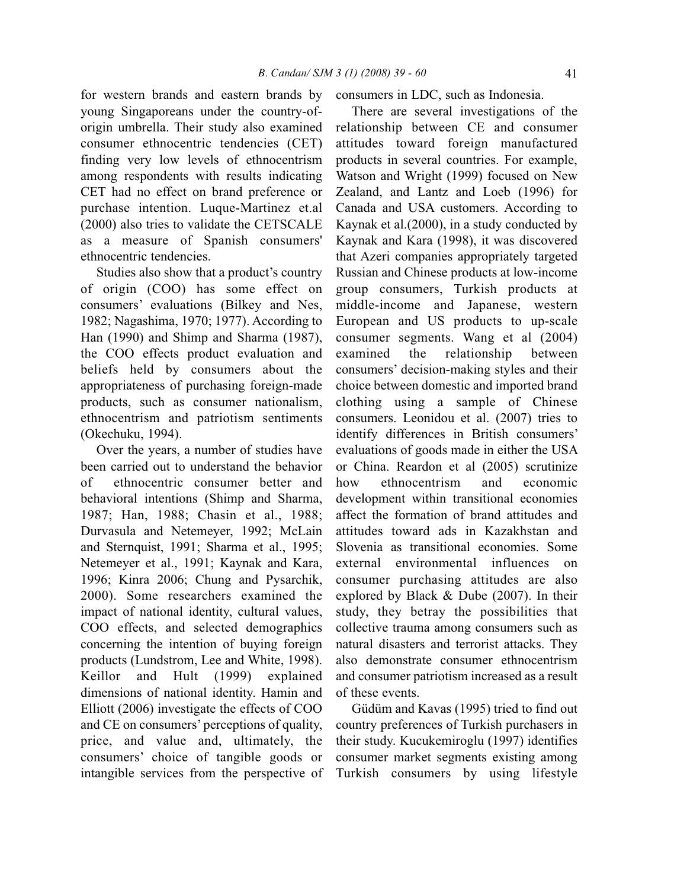for western brands and eastern brands by young Singaporeans under the country-of-origin umbrella. Their study also examined consumer ethnocentric tendencies (CET) finding very low levels of ethnocentrism among respondents with results indicating CET had no effect on brand preference or purchase intention. Luque-Martinez et.al (2000) also tries to validate the CETSCALE as a measure of Spanish consumers' ethnocentric tendencies.

Studies also show that a product's country of origin (COO) has some effect on consumers' evaluations (Bilkey and Nes, 1982; Nagashima, 1970; 1977). According to Han (1990) and Shimp and Sharma (1987), the COO effects product evaluation and beliefs held by consumers about the appropriateness of purchasing foreign-made products, such as consumer nationalism, ethnocentrism and patriotism sentiments (Okechuku, 1994).

Over the years, a number of studies have been carried out to understand the behavior of ethnocentric consumer better and behavioral intentions (Shimp and Sharma, 1987; Han, 1988; Chasin et al., 1988; Durvasula and Netemeyer, 1992; McLain and Sternquist, 1991; Sharma et al., 1995; Netemeyer et al., 1991; Kaynak and Kara, 1996; Kinra 2006; Chung and Pysarchik, 2000). Some researchers examined the impact of national identity, cultural values, COO effects, and selected demographics concerning the intention of buying foreign products (Lundstrom, Lee and White, 1998). Keillor and Hult (1999) explained dimensions of national identity. Hamin and Elliott (2006) investigate the effects of COO and CE on consumers' perceptions of quality, price, and value and, ultimately, the consumers' choice of tangible goods or intangible services from the perspective of consumers in LDC, such as Indonesia.

There are several investigations of the relationship between CE and consumer attitudes toward foreign manufactured products in several countries. For example, Watson and Wright (1999) focused on New Zealand, and Lantz and Loeb (1996) for Canada and USA customers. According to Kaynak et al.(2000), in a study conducted by Kaynak and Kara (1998), it was discovered that Azeri companies appropriately targeted Russian and Chinese products at low-income group consumers, Turkish products at middle-income and Japanese, western European and US products to up-scale consumer segments. Wang et al (2004) examined the relationship between consumers' decision-making styles and their choice between domestic and imported brand clothing using a sample of Chinese consumers. Leonidou et al. (2007) tries to identify differences in British consumers' evaluations of goods made in either the USA or China. Reardon et al (2005) scrutinize how ethnocentrism and economic development within transitional economies affect the formation of brand attitudes and attitudes toward ads in Kazakhstan and Slovenia as transitional economies. Some external environmental influences on consumer purchasing attitudes are also explored by Black & Dube (2007). In their study, they betray the possibilities that collective trauma among consumers such as natural disasters and terrorist attacks. They also demonstrate consumer ethnocentrism and consumer patriotism increased as a result of these events.

Güdüm and Kavas (1995) tried to find out country preferences of Turkish purchasers in their study. Kucukemiroglu (1997) identifies consumer market segments existing among Turkish consumers by using lifestyle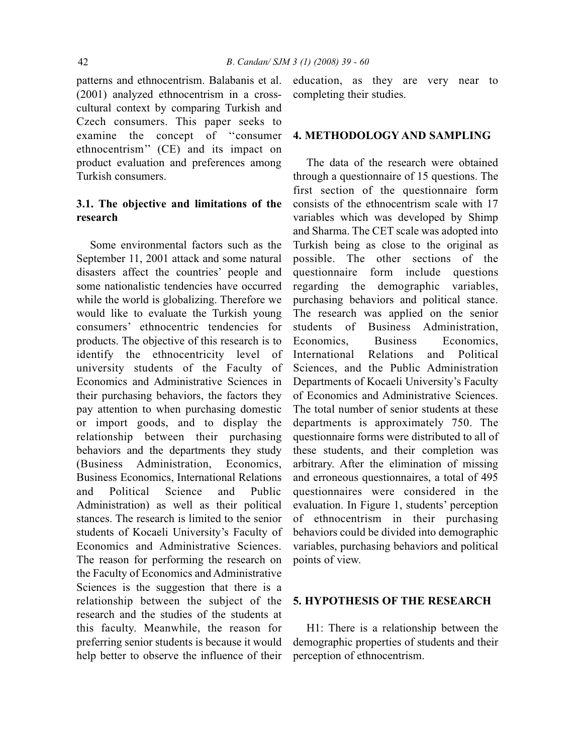patterns and ethnocentrism. Balabanis et al. (2001) analyzed ethnocentrism in a cross-cultural context by comparing Turkish and Czech consumers. This paper seeks to examine the concept of ''consumer ethnocentrism'' (CE) and its impact on product evaluation and preferences among Turkish consumers.

### 3.1. The objective and limitations of the research

Some environmental factors such as the September 11, 2001 attack and some natural disasters affect the countries' people and some nationalistic tendencies have occurred while the world is globalizing. Therefore we would like to evaluate the Turkish young consumers' ethnocentric tendencies for products. The objective of this research is to identify the ethnocentricity level of university students of the Faculty of Economics and Administrative Sciences in their purchasing behaviors, the factors they pay attention to when purchasing domestic or import goods, and to display the relationship between their purchasing behaviors and the departments they study (Business Administration, Economics, Business Economics, International Relations and Political Science and Public Administration) as well as their political stances. The research is limited to the senior students of Kocaeli University's Faculty of Economics and Administrative Sciences. The reason for performing the research on the Faculty of Economics and Administrative Sciences is the suggestion that there is a relationship between the subject of the research and the studies of the students at this faculty. Meanwhile, the reason for preferring senior students is because it would help better to observe the influence of their education, as they are very near to completing their studies.

## 4. METHODOLOGY AND SAMPLING

The data of the research were obtained through a questionnaire of 15 questions. The first section of the questionnaire form consists of the ethnocentrism scale with 17 variables which was developed by Shimp and Sharma. The CET scale was adopted into Turkish being as close to the original as possible. The other sections of the questionnaire form include questions regarding the demographic variables, purchasing behaviors and political stance. The research was applied on the senior students of Business Administration, Economics, Business Economics, International Relations and Political Sciences, and the Public Administration Departments of Kocaeli University's Faculty of Economics and Administrative Sciences. The total number of senior students at these departments is approximately 750. The questionnaire forms were distributed to all of these students, and their completion was arbitrary. After the elimination of missing and erroneous questionnaires, a total of 495 questionnaires were considered in the evaluation. In Figure 1, students' perception of ethnocentrism in their purchasing behaviors could be divided into demographic variables, purchasing behaviors and political points of view.

## 5. HYPOTHESIS OF THE RESEARCH

H1: There is a relationship between the demographic properties of students and their perception of ethnocentrism.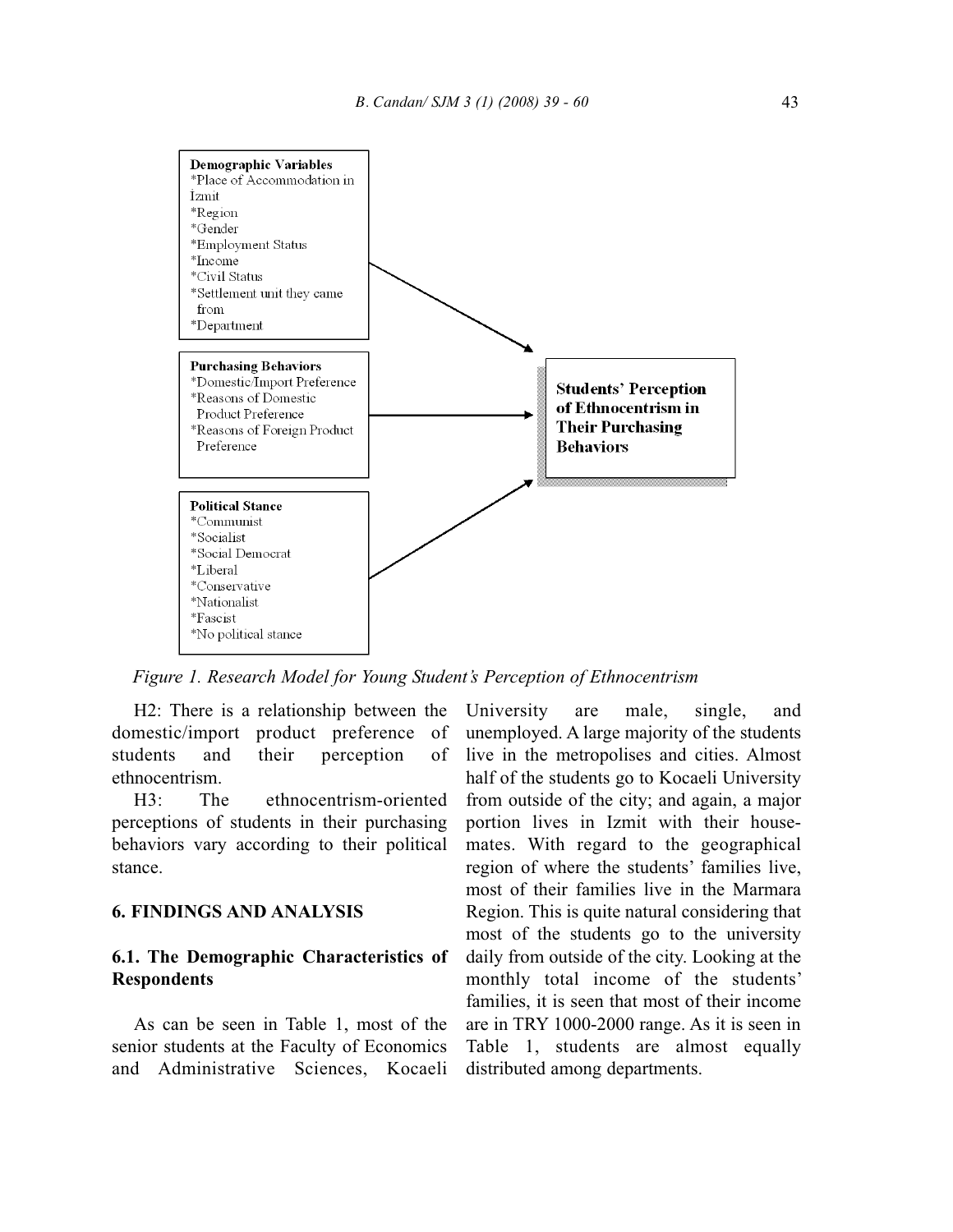**Demographic Variables**
*Place of Accommodation in İzmit
*Region
*Gender
*Employment Status
*Income
*Civil Status
*Settlement unit they came from
*Department

**Purchasing Behaviors**
*Domestic/Import Preference
*Reasons of Domestic Product Preference
*Reasons of Foreign Product Preference

**Political Stance**
*Communist
*Socialist
*Social Democrat
*Liberal
*Conservative
*Nationalist
*Fascist
*No political stance

**Students' Perception of Ethnocentrism in Their Purchasing Behaviors**

*Figure 1. Research Model for Young Student's Perception of Ethnocentrism*

H2: There is a relationship between the domestic/import product preference of students and their perception of ethnocentrism.

H3: The ethnocentrism-oriented perceptions of students in their purchasing behaviors vary according to their political stance.

## 6. FINDINGS AND ANALYSIS

### 6.1. The Demographic Characteristics of Respondents

As can be seen in Table 1, most of the senior students at the Faculty of Economics and Administrative Sciences, Kocaeli University are male, single, and unemployed. A large majority of the students live in the metropolises and cities. Almost half of the students go to Kocaeli University from outside of the city; and again, a major portion lives in Izmit with their house-mates. With regard to the geographical region of where the students' families live, most of their families live in the Marmara Region. This is quite natural considering that most of the students go to the university daily from outside of the city. Looking at the monthly total income of the students' families, it is seen that most of their income are in TRY 1000-2000 range. As it is seen in Table 1, students are almost equally distributed among departments.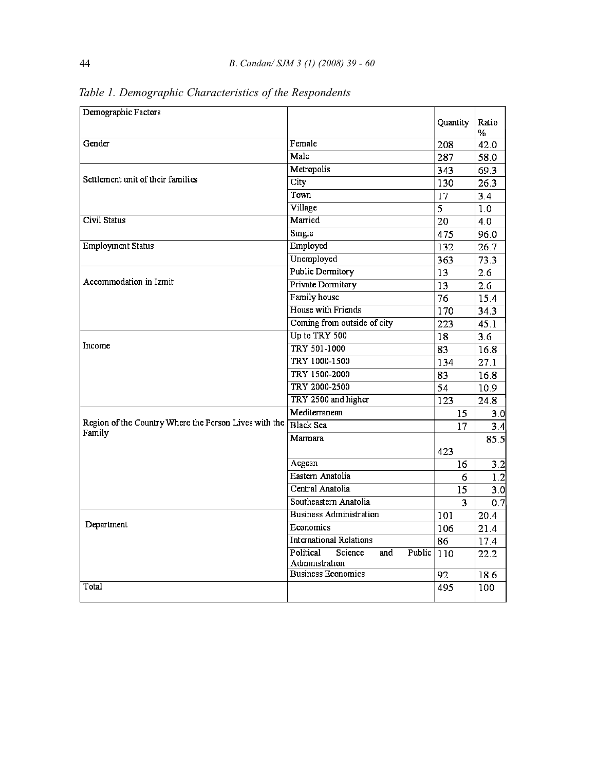*Table 1. Demographic Characteristics of the Respondents*

| Demographic Factors | | Quantity | Ratio % |
|---|---|---|---|
| Gender | Female | 208 | 42.0 |
| | Male | 287 | 58.0 |
| Settlement unit of their families | Metropolis | 343 | 69.3 |
| | City | 130 | 26.3 |
| | Town | 17 | 3.4 |
| | Village | 5 | 1.0 |
| Civil Status | Married | 20 | 4.0 |
| | Single | 475 | 96.0 |
| Employment Status | Employed | 132 | 26.7 |
| | Unemployed | 363 | 73.3 |
| Accommodation in Izmit | Public Dormitory | 13 | 2.6 |
| | Private Dormitory | 13 | 2.6 |
| | Family house | 76 | 15.4 |
| | House with Friends | 170 | 34.3 |
| | Coming from outside of city | 223 | 45.1 |
| Income | Up to TRY 500 | 18 | 3.6 |
| | TRY 501-1000 | 83 | 16.8 |
| | TRY 1000-1500 | 134 | 27.1 |
| | TRY 1500-2000 | 83 | 16.8 |
| | TRY 2000-2500 | 54 | 10.9 |
| | TRY 2500 and higher | 123 | 24.8 |
| Region of the Country Where the Person Lives with the Family | Mediterranean | 15 | 3.0 |
| | Black Sea | 17 | 3.4 |
| | Marmara | 423 | 85.5 |
| | Aegean | 16 | 3.2 |
| | Eastern Anatolia | 6 | 1.2 |
| | Central Anatolia | 15 | 3.0 |
| | Southeastern Anatolia | 3 | 0.7 |
| Department | Business Administration | 101 | 20.4 |
| | Economics | 106 | 21.4 |
| | International Relations | 86 | 17.4 |
| | Political Science and Public Administration | 110 | 22.2 |
| | Business Economics | 92 | 18.6 |
| Total | | 495 | 100 |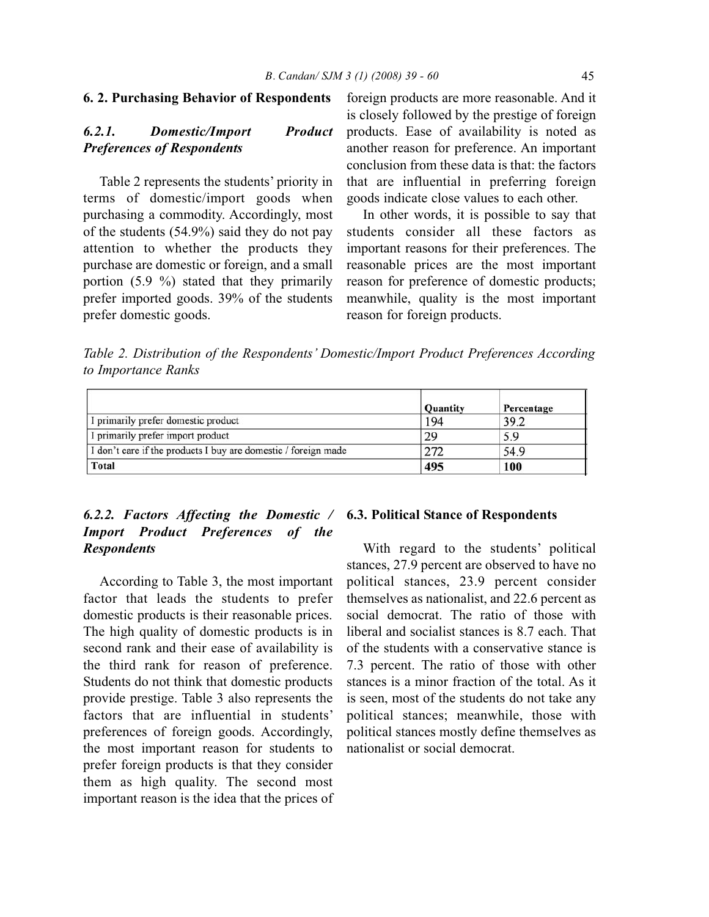## 6. 2. Purchasing Behavior of Respondents

### *6.2.1. Domestic/Import Product Preferences of Respondents*

Table 2 represents the students' priority in terms of domestic/import goods when purchasing a commodity. Accordingly, most of the students (54.9%) said they do not pay attention to whether the products they purchase are domestic or foreign, and a small portion (5.9 %) stated that they primarily prefer imported goods. 39% of the students prefer domestic goods.

*Table 2. Distribution of the Respondents' Domestic/Import Product Preferences According to Importance Ranks*

| | Quantity | Percentage |
|---|---|---|
| I primarily prefer domestic product | 194 | 39.2 |
| I primarily prefer import product | 29 | 5.9 |
| I don't care if the products I buy are domestic / foreign made | 272 | 54.9 |
| **Total** | **495** | **100** |

### *6.2.2. Factors Affecting the Domestic / Import Product Preferences of the Respondents*

According to Table 3, the most important factor that leads the students to prefer domestic products is their reasonable prices. The high quality of domestic products is in second rank and their ease of availability is the third rank for reason of preference. Students do not think that domestic products provide prestige. Table 3 also represents the factors that are influential in students' preferences of foreign goods. Accordingly, the most important reason for students to prefer foreign products is that they consider them as high quality. The second most important reason is the idea that the prices of foreign products are more reasonable. And it is closely followed by the prestige of foreign products. Ease of availability is noted as another reason for preference. An important conclusion from these data is that: the factors that are influential in preferring foreign goods indicate close values to each other.

In other words, it is possible to say that students consider all these factors as important reasons for their preferences. The reasonable prices are the most important reason for preference of domestic products; meanwhile, quality is the most important reason for foreign products.

## 6.3. Political Stance of Respondents

With regard to the students' political stances, 27.9 percent are observed to have no political stances, 23.9 percent consider themselves as nationalist, and 22.6 percent as social democrat. The ratio of those with liberal and socialist stances is 8.7 each. That of the students with a conservative stance is 7.3 percent. The ratio of those with other stances is a minor fraction of the total. As it is seen, most of the students do not take any political stances; meanwhile, those with political stances mostly define themselves as nationalist or social democrat.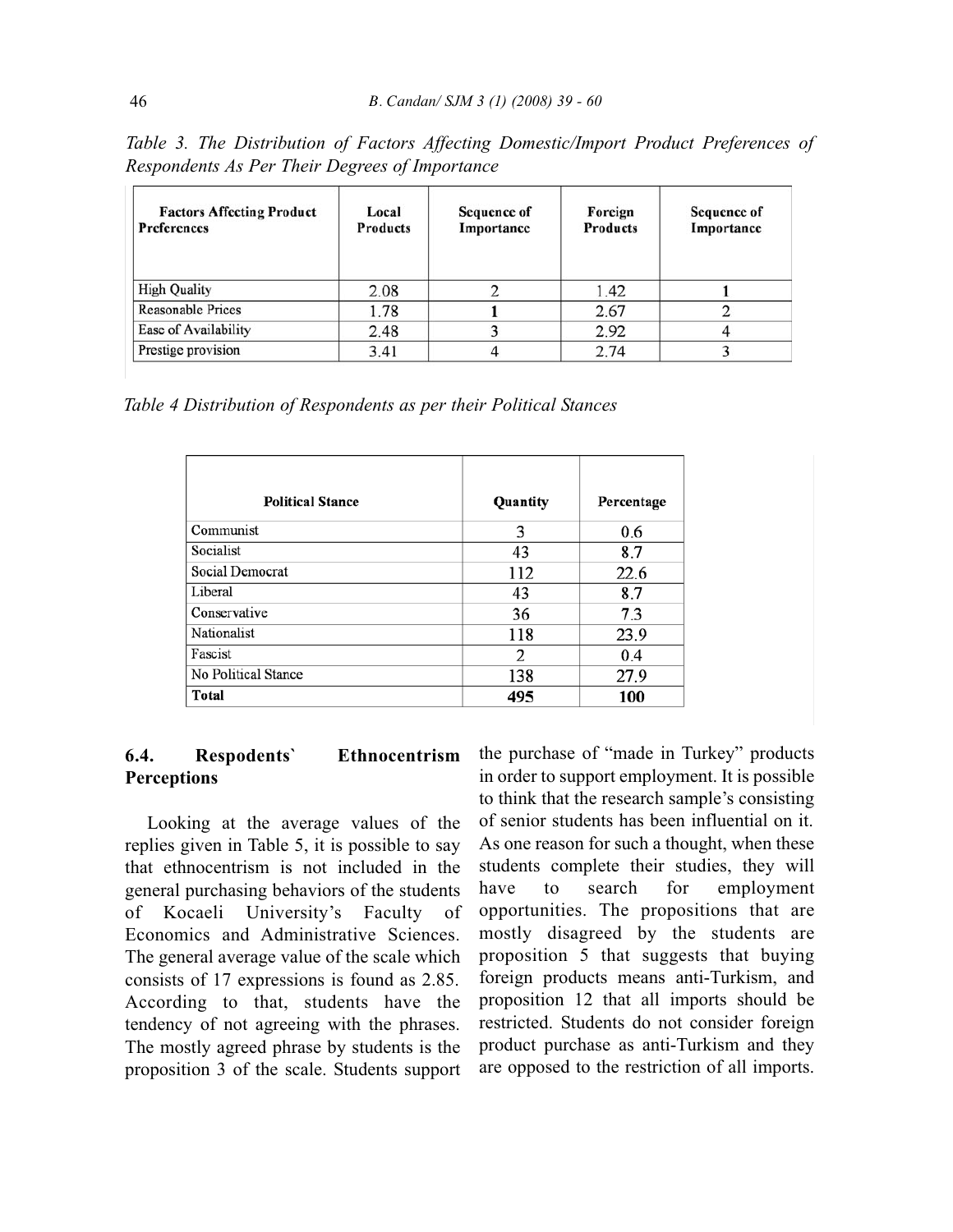*Table 3. The Distribution of Factors Affecting Domestic/Import Product Preferences of Respondents As Per Their Degrees of Importance*

| Factors Affecting Product Preferences | Local Products | Sequence of Importance | Foreign Products | Sequence of Importance |
|---|---|---|---|---|
| High Quality | 2.08 | 2 | 1.42 | **1** |
| Reasonable Prices | 1.78 | **1** | 2.67 | 2 |
| Ease of Availability | 2.48 | 3 | 2.92 | 4 |
| Prestige provision | 3.41 | 4 | 2.74 | 3 |

*Table 4 Distribution of Respondents as per their Political Stances*

| Political Stance | Quantity | Percentage |
|---|---|---|
| Communist | 3 | 0.6 |
| Socialist | 43 | 8.7 |
| Social Democrat | 112 | 22.6 |
| Liberal | 43 | 8.7 |
| Conservative | 36 | 7.3 |
| Nationalist | 118 | 23.9 |
| Fascist | 2 | 0.4 |
| No Political Stance | 138 | 27.9 |
| **Total** | **495** | **100** |

### 6.4. Respodents` Ethnocentrism Perceptions

Looking at the average values of the replies given in Table 5, it is possible to say that ethnocentrism is not included in the general purchasing behaviors of the students of Kocaeli University's Faculty of Economics and Administrative Sciences. The general average value of the scale which consists of 17 expressions is found as 2.85. According to that, students have the tendency of not agreeing with the phrases. The mostly agreed phrase by students is the proposition 3 of the scale. Students support the purchase of "made in Turkey" products in order to support employment. It is possible to think that the research sample's consisting of senior students has been influential on it. As one reason for such a thought, when these students complete their studies, they will have to search for employment opportunities. The propositions that are mostly disagreed by the students are proposition 5 that suggests that buying foreign products means anti-Turkism, and proposition 12 that all imports should be restricted. Students do not consider foreign product purchase as anti-Turkism and they are opposed to the restriction of all imports.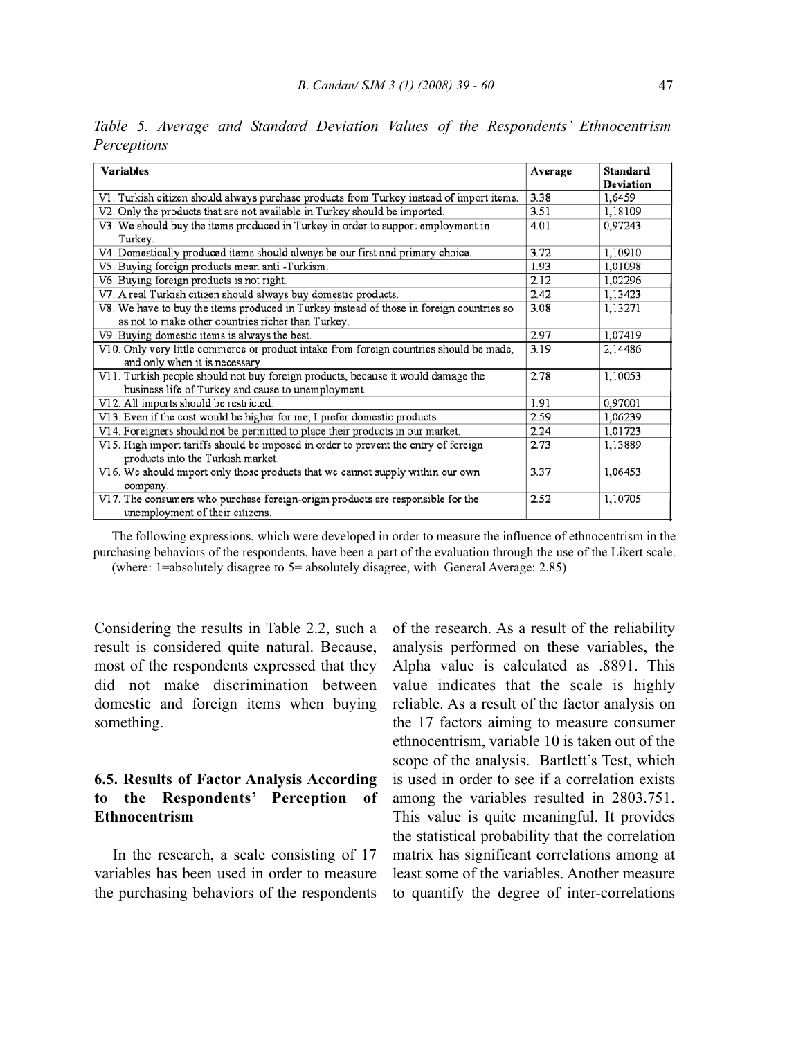*Table 5. Average and Standard Deviation Values of the Respondents' Ethnocentrism Perceptions*

| Variables | Average | Standard Deviation |
|---|---|---|
| V1. Turkish citizen should always purchase products from Turkey instead of import items. | 3.38 | 1,6459 |
| V2. Only the products that are not available in Turkey should be imported. | 3.51 | 1,18109 |
| V3. We should buy the items produced in Turkey in order to support employment in Turkey. | 4.01 | 0,97243 |
| V4. Domestically produced items should always be our first and primary choice. | 3.72 | 1,10910 |
| V5. Buying foreign products mean anti -Turkism. | 1.93 | 1,01098 |
| V6. Buying foreign products is not right. | 2.12 | 1,02296 |
| V7. A real Turkish citizen should always buy domestic products. | 2.42 | 1,13423 |
| V8. We have to buy the items produced in Turkey instead of those in foreign countries so as not to make other countries richer than Turkey. | 3.08 | 1,13271 |
| V9. Buying domestic items is always the best. | 2.97 | 1,07419 |
| V10. Only very little commerce or product intake from foreign countries should be made, and only when it is necessary. | 3.19 | 2,14486 |
| V11. Turkish people should not buy foreign products, because it would damage the business life of Turkey and cause to unemployment. | 2.78 | 1,10053 |
| V12. All imports should be restricted. | 1.91 | 0,97001 |
| V13. Even if the cost would be higher for me, I prefer domestic products. | 2.59 | 1,06239 |
| V14. Foreigners should not be permitted to place their products in our market. | 2.24 | 1,01723 |
| V15. High import tariffs should be imposed in order to prevent the entry of foreign products into the Turkish market. | 2.73 | 1,13889 |
| V16. We should import only those products that we cannot supply within our own company. | 3.37 | 1,06453 |
| V17. The consumers who purchase foreign-origin products are responsible for the unemployment of their citizens. | 2.52 | 1,10705 |

The following expressions, which were developed in order to measure the influence of ethnocentrism in the purchasing behaviors of the respondents, have been a part of the evaluation through the use of the Likert scale. (where: 1=absolutely disagree to 5= absolutely disagree, with General Average: 2.85)

Considering the results in Table 2.2, such a result is considered quite natural. Because, most of the respondents expressed that they did not make discrimination between domestic and foreign items when buying something.

### 6.5. Results of Factor Analysis According to the Respondents' Perception of Ethnocentrism

In the research, a scale consisting of 17 variables has been used in order to measure the purchasing behaviors of the respondents of the research. As a result of the reliability analysis performed on these variables, the Alpha value is calculated as .8891. This value indicates that the scale is highly reliable. As a result of the factor analysis on the 17 factors aiming to measure consumer ethnocentrism, variable 10 is taken out of the scope of the analysis. Bartlett's Test, which is used in order to see if a correlation exists among the variables resulted in 2803.751. This value is quite meaningful. It provides the statistical probability that the correlation matrix has significant correlations among at least some of the variables. Another measure to quantify the degree of inter-correlations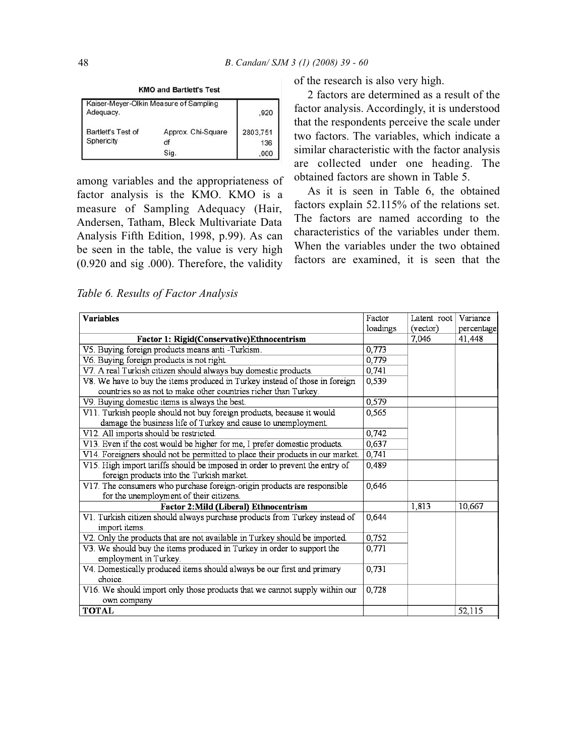**KMO and Bartlett's Test**

| Kaiser-Meyer-Olkin Measure of Sampling Adequacy. | | ,920 |
|---|---|---|
| Bartlett's Test of Sphericity | Approx. Chi-Square | 2803,751 |
| | df | 136 |
| | Sig. | ,000 |

among variables and the appropriateness of factor analysis is the KMO. KMO is a measure of Sampling Adequacy (Hair, Andersen, Tatham, Bleck Multivariate Data Analysis Fifth Edition, 1998, p.99). As can be seen in the table, the value is very high (0.920 and sig .000). Therefore, the validity of the research is also very high.

2 factors are determined as a result of the factor analysis. Accordingly, it is understood that the respondents perceive the scale under two factors. The variables, which indicate a similar characteristic with the factor analysis are collected under one heading. The obtained factors are shown in Table 5.

As it is seen in Table 6, the obtained factors explain 52.115% of the relations set. The factors are named according to the characteristics of the variables under them. When the variables under the two obtained factors are examined, it is seen that the

*Table 6. Results of Factor Analysis*

| Variables | Factor loadings | Latent root (vector) | Variance percentage |
|---|---|---|---|
| **Factor 1: Rigid(Conservative)Ethnocentrism** | | 7,046 | 41,448 |
| V5. Buying foreign products means anti -Turkism. | 0,773 | | |
| V6. Buying foreign products is not right. | 0,779 | | |
| V7. A real Turkish citizen should always buy domestic products. | 0,741 | | |
| V8. We have to buy the items produced in Turkey instead of those in foreign countries so as not to make other countries richer than Turkey. | 0,539 | | |
| V9. Buying domestic items is always the best. | 0,579 | | |
| V11. Turkish people should not buy foreign products, because it would damage the business life of Turkey and cause to unemployment. | 0,565 | | |
| V12. All imports should be restricted. | 0,742 | | |
| V13. Even if the cost would be higher for me, I prefer domestic products. | 0,637 | | |
| V14. Foreigners should not be permitted to place their products in our market. | 0,741 | | |
| V15. High import tariffs should be imposed in order to prevent the entry of foreign products into the Turkish market. | 0,489 | | |
| V17. The consumers who purchase foreign-origin products are responsible for the unemployment of their citizens. | 0,646 | | |
| **Factor 2:Mild (Liberal) Ethnocentrism** | | 1,813 | 10,667 |
| V1. Turkish citizen should always purchase products from Turkey instead of import items. | 0,644 | | |
| V2. Only the products that are not available in Turkey should be imported. | 0,752 | | |
| V3. We should buy the items produced in Turkey in order to support the employment in Turkey. | 0,771 | | |
| V4. Domestically produced items should always be our first and primary choice. | 0,731 | | |
| V16. We should import only those products that we cannot supply within our own company | 0,728 | | |
| **TOTAL** | | | 52,115 |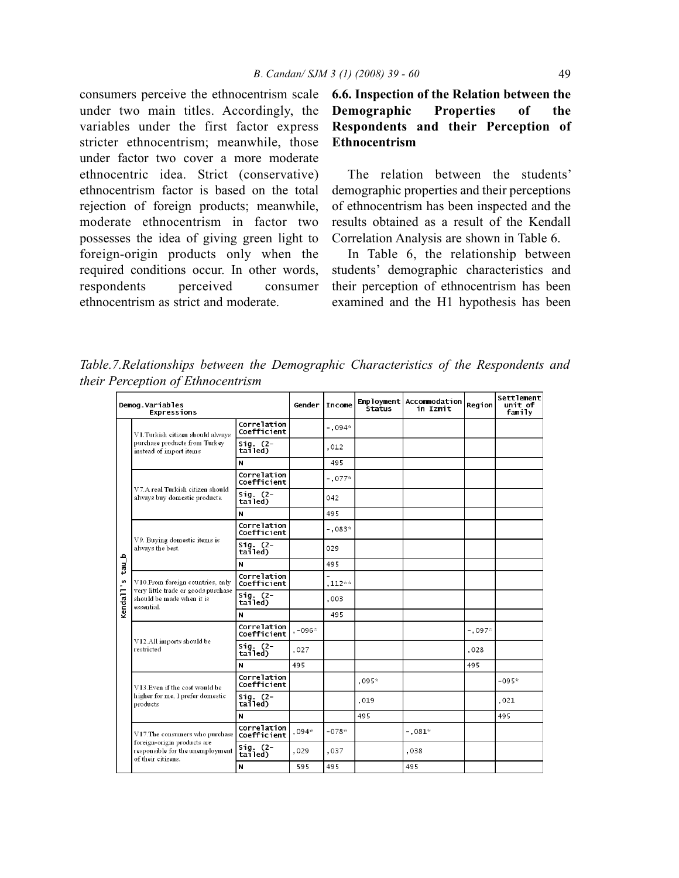consumers perceive the ethnocentrism scale under two main titles. Accordingly, the variables under the first factor express stricter ethnocentrism; meanwhile, those under factor two cover a more moderate ethnocentric idea. Strict (conservative) ethnocentrism factor is based on the total rejection of foreign products; meanwhile, moderate ethnocentrism in factor two possesses the idea of giving green light to foreign-origin products only when the required conditions occur. In other words, respondents perceived consumer ethnocentrism as strict and moderate.

### 6.6. Inspection of the Relation between the Demographic Properties of the Respondents and their Perception of Ethnocentrism

The relation between the students' demographic properties and their perceptions of ethnocentrism has been inspected and the results obtained as a result of the Kendall Correlation Analysis are shown in Table 6.

In Table 6, the relationship between students' demographic characteristics and their perception of ethnocentrism has been examined and the H1 hypothesis has been

*Table.7.Relationships between the Demographic Characteristics of the Respondents and their Perception of Ethnocentrism*

| Demog.Variables Expressions | | | Gender | Income | Employment Status | Accommodation in Izmit | Region | Settlement unit of family |
|---|---|---|---|---|---|---|---|---|
| Kendall's tau_b | V1.Turkish citizen should always purchase products from Turkey instead of import items | Correlation Coefficient | | -,094* | | | | |
| | | Sig. (2-tailed) | | ,012 | | | | |
| | | N | | 495 | | | | |
| | V7.A real Turkish citizen should always buy domestic products. | Correlation Coefficient | | -,077* | | | | |
| | | Sig. (2-tailed) | | 042 | | | | |
| | | N | | 495 | | | | |
| | V9. Buying domestic items is always the best. | Correlation Coefficient | | -,083* | | | | |
| | | Sig. (2-tailed) | | 029 | | | | |
| | | N | | 495 | | | | |
| | V10.From foreign countries, only very little trade or goods purchase should be made when it is essential. | Correlation Coefficient | | -,112** | | | | |
| | | Sig. (2-tailed) | | ,003 | | | | |
| | | N | | 495 | | | | |
| | V12.All imports should be restricted | Correlation Coefficient | ,-096* | | | | -,097* | |
| | | Sig. (2-tailed) | ,027 | | | | ,028 | |
| | | N | 495 | | | | 495 | |
| | V13.Even if the cost would be higher for me, I prefer domestic products | Correlation Coefficient | | | ,095* | | | -095* |
| | | Sig. (2-tailed) | | | ,019 | | | ,021 |
| | | N | | | 495 | | | 495 |
| | V17.The consumers who purchase foreign-origin products are responsible for the unemployment of their citizens. | Correlation Coefficient | ,094* | -078* | | -,081* | | |
| | | Sig. (2-tailed) | ,029 | ,037 | | ,038 | | |
| | | N | 595 | 495 | | 495 | | |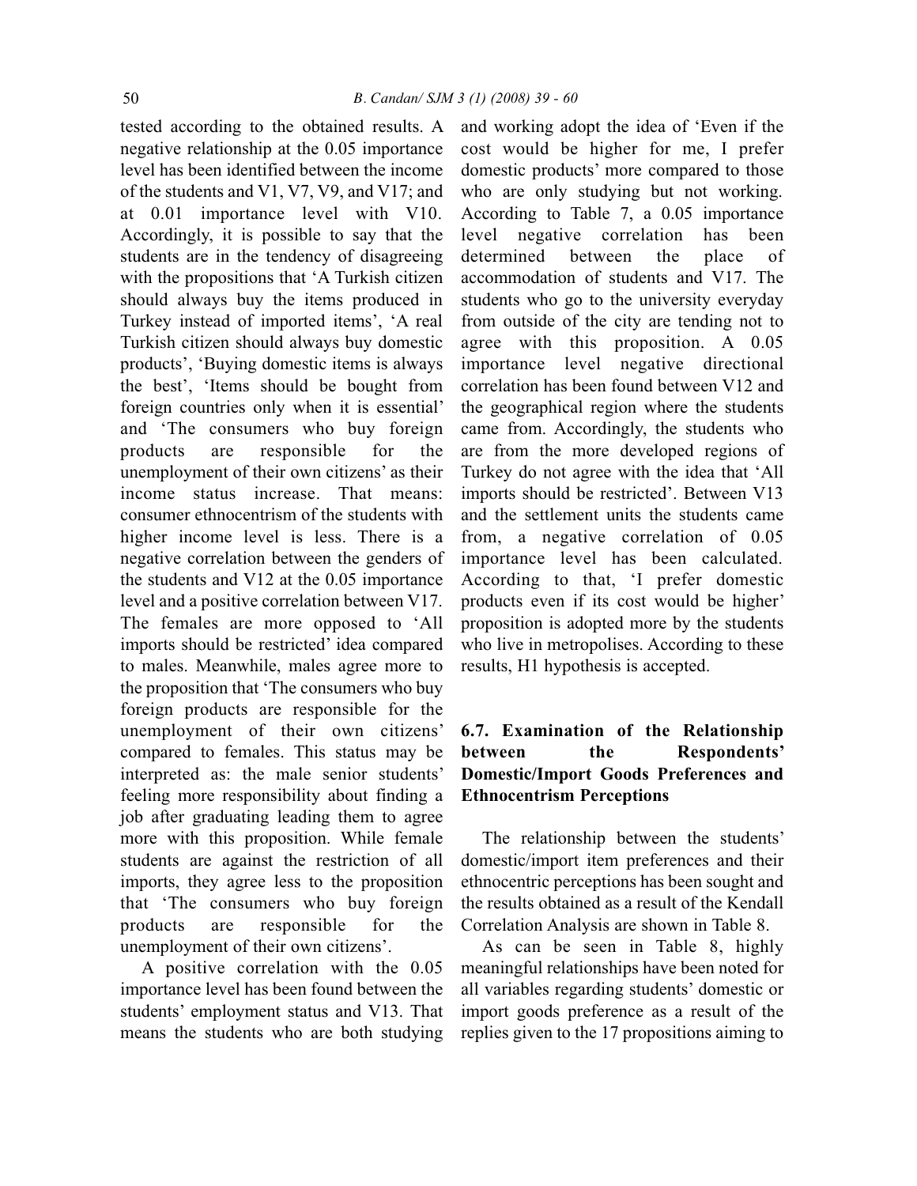tested according to the obtained results. A negative relationship at the 0.05 importance level has been identified between the income of the students and V1, V7, V9, and V17; and at 0.01 importance level with V10. Accordingly, it is possible to say that the students are in the tendency of disagreeing with the propositions that 'A Turkish citizen should always buy the items produced in Turkey instead of imported items', 'A real Turkish citizen should always buy domestic products', 'Buying domestic items is always the best', 'Items should be bought from foreign countries only when it is essential' and 'The consumers who buy foreign products are responsible for the unemployment of their own citizens' as their income status increase. That means: consumer ethnocentrism of the students with higher income level is less. There is a negative correlation between the genders of the students and V12 at the 0.05 importance level and a positive correlation between V17. The females are more opposed to 'All imports should be restricted' idea compared to males. Meanwhile, males agree more to the proposition that 'The consumers who buy foreign products are responsible for the unemployment of their own citizens' compared to females. This status may be interpreted as: the male senior students' feeling more responsibility about finding a job after graduating leading them to agree more with this proposition. While female students are against the restriction of all imports, they agree less to the proposition that 'The consumers who buy foreign products are responsible for the unemployment of their own citizens'.

A positive correlation with the 0.05 importance level has been found between the students' employment status and V13. That means the students who are both studying and working adopt the idea of 'Even if the cost would be higher for me, I prefer domestic products' more compared to those who are only studying but not working. According to Table 7, a 0.05 importance level negative correlation has been determined between the place of accommodation of students and V17. The students who go to the university everyday from outside of the city are tending not to agree with this proposition. A 0.05 importance level negative directional correlation has been found between V12 and the geographical region where the students came from. Accordingly, the students who are from the more developed regions of Turkey do not agree with the idea that 'All imports should be restricted'. Between V13 and the settlement units the students came from, a negative correlation of 0.05 importance level has been calculated. According to that, 'I prefer domestic products even if its cost would be higher' proposition is adopted more by the students who live in metropolises. According to these results, H1 hypothesis is accepted.

### 6.7. Examination of the Relationship between the Respondents' Domestic/Import Goods Preferences and Ethnocentrism Perceptions

The relationship between the students' domestic/import item preferences and their ethnocentric perceptions has been sought and the results obtained as a result of the Kendall Correlation Analysis are shown in Table 8.

As can be seen in Table 8, highly meaningful relationships have been noted for all variables regarding students' domestic or import goods preference as a result of the replies given to the 17 propositions aiming to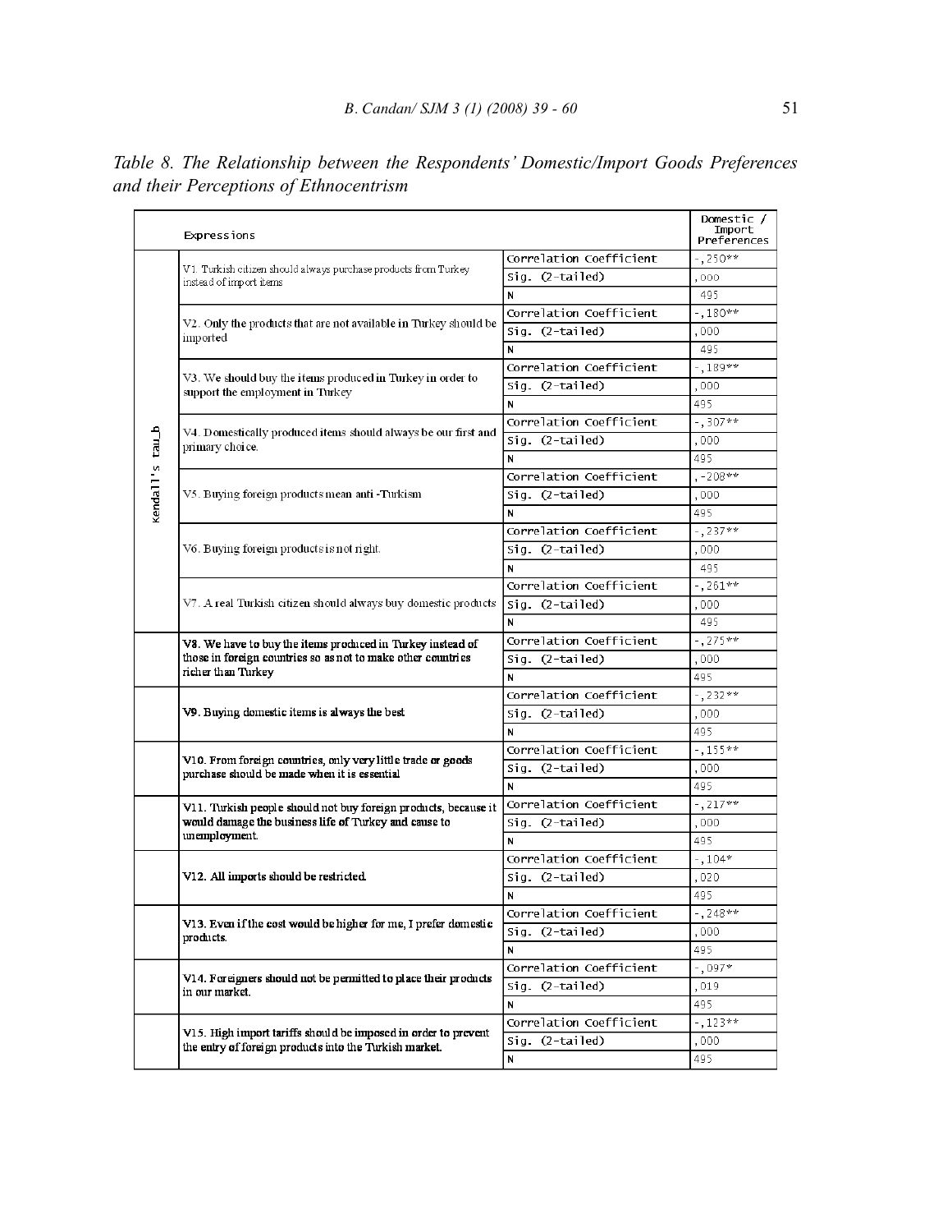*Table 8. The Relationship between the Respondents' Domestic/Import Goods Preferences and their Perceptions of Ethnocentrism*

| | Expressions | | Domestic / Import Preferences |
|---|---|---|---|
| Kendall's tau_b | V1. Turkish citizen should always purchase products from Turkey instead of import items | Correlation Coefficient | -,250** |
| | | Sig. (2-tailed) | ,000 |
| | | N | 495 |
| | V2. Only the products that are not available in Turkey should be imported | Correlation Coefficient | -,180** |
| | | Sig. (2-tailed) | ,000 |
| | | N | 495 |
| | V3. We should buy the items produced in Turkey in order to support the employment in Turkey | Correlation Coefficient | -,189** |
| | | Sig. (2-tailed) | ,000 |
| | | N | 495 |
| | V4. Domestically produced items should always be our first and primary choice. | Correlation Coefficient | -,307** |
| | | Sig. (2-tailed) | ,000 |
| | | N | 495 |
| | V5. Buying foreign products mean anti -Turkism | Correlation Coefficient | ,-208** |
| | | Sig. (2-tailed) | ,000 |
| | | N | 495 |
| | V6. Buying foreign products is not right. | Correlation Coefficient | -,237** |
| | | Sig. (2-tailed) | ,000 |
| | | N | 495 |
| | V7. A real Turkish citizen should always buy domestic products | Correlation Coefficient | -,261** |
| | | Sig. (2-tailed) | ,000 |
| | | N | 495 |
| | **V8. We have to buy the items produced in Turkey instead of those in foreign countries so as not to make other countries richer than Turkey** | Correlation Coefficient | -,275** |
| | | Sig. (2-tailed) | ,000 |
| | | N | 495 |
| | **V9. Buying domestic items is always the best** | Correlation Coefficient | -,232** |
| | | Sig. (2-tailed) | ,000 |
| | | N | 495 |
| | **V10. From foreign countries, only very little trade or goods purchase should be made when it is essential** | Correlation Coefficient | -,155** |
| | | Sig. (2-tailed) | ,000 |
| | | N | 495 |
| | **V11. Turkish people should not buy foreign products, because it would damage the business life of Turkey and cause to unemployment.** | Correlation Coefficient | -,217** |
| | | Sig. (2-tailed) | ,000 |
| | | N | 495 |
| | **V12. All imports should be restricted.** | Correlation Coefficient | -,104* |
| | | Sig. (2-tailed) | ,020 |
| | | N | 495 |
| | **V13. Even if the cost would be higher for me, I prefer domestic products.** | Correlation Coefficient | -,248** |
| | | Sig. (2-tailed) | ,000 |
| | | N | 495 |
| | **V14. Foreigners should not be permitted to place their products in our market.** | Correlation Coefficient | -,097* |
| | | Sig. (2-tailed) | ,019 |
| | | N | 495 |
| | **V15. High import tariffs should be imposed in order to prevent the entry of foreign products into the Turkish market.** | Correlation Coefficient | -,123** |
| | | Sig. (2-tailed) | ,000 |
| | | N | 495 |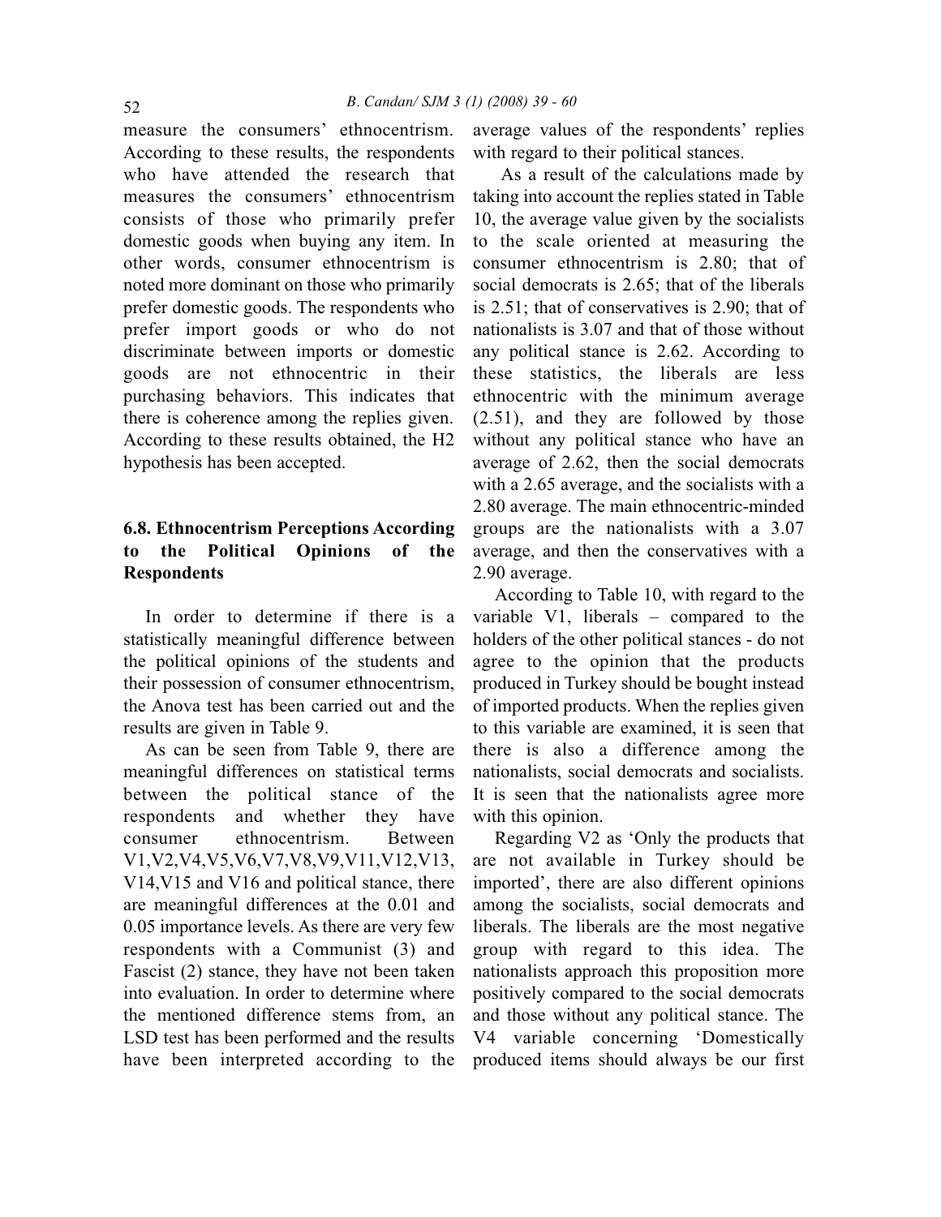measure the consumers' ethnocentrism. According to these results, the respondents who have attended the research that measures the consumers' ethnocentrism consists of those who primarily prefer domestic goods when buying any item. In other words, consumer ethnocentrism is noted more dominant on those who primarily prefer domestic goods. The respondents who prefer import goods or who do not discriminate between imports or domestic goods are not ethnocentric in their purchasing behaviors. This indicates that there is coherence among the replies given. According to these results obtained, the H2 hypothesis has been accepted.

### 6.8. Ethnocentrism Perceptions According to the Political Opinions of the Respondents

In order to determine if there is a statistically meaningful difference between the political opinions of the students and their possession of consumer ethnocentrism, the Anova test has been carried out and the results are given in Table 9.

As can be seen from Table 9, there are meaningful differences on statistical terms between the political stance of the respondents and whether they have consumer ethnocentrism. Between V1,V2,V4,V5,V6,V7,V8,V9,V11,V12,V13, V14,V15 and V16 and political stance, there are meaningful differences at the 0.01 and 0.05 importance levels. As there are very few respondents with a Communist (3) and Fascist (2) stance, they have not been taken into evaluation. In order to determine where the mentioned difference stems from, an LSD test has been performed and the results have been interpreted according to the average values of the respondents' replies with regard to their political stances.

As a result of the calculations made by taking into account the replies stated in Table 10, the average value given by the socialists to the scale oriented at measuring the consumer ethnocentrism is 2.80; that of social democrats is 2.65; that of the liberals is 2.51; that of conservatives is 2.90; that of nationalists is 3.07 and that of those without any political stance is 2.62. According to these statistics, the liberals are less ethnocentric with the minimum average (2.51), and they are followed by those without any political stance who have an average of 2.62, then the social democrats with a 2.65 average, and the socialists with a 2.80 average. The main ethnocentric-minded groups are the nationalists with a 3.07 average, and then the conservatives with a 2.90 average.

According to Table 10, with regard to the variable V1, liberals – compared to the holders of the other political stances - do not agree to the opinion that the products produced in Turkey should be bought instead of imported products. When the replies given to this variable are examined, it is seen that there is also a difference among the nationalists, social democrats and socialists. It is seen that the nationalists agree more with this opinion.

Regarding V2 as 'Only the products that are not available in Turkey should be imported', there are also different opinions among the socialists, social democrats and liberals. The liberals are the most negative group with regard to this idea. The nationalists approach this proposition more positively compared to the social democrats and those without any political stance. The V4 variable concerning 'Domestically produced items should always be our first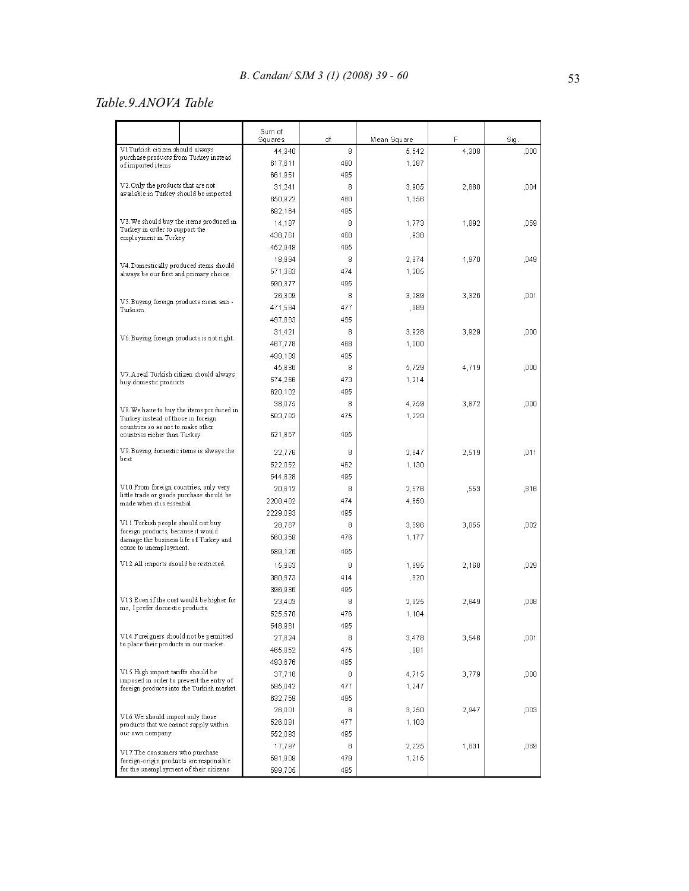*Table.9.ANOVA Table*

| | Sum of Squares | df | Mean Square | F | Sig. |
|---|---|---|---|---|---|
| V1.Turkish citizen should always purchase products from Turkey instead of imported items | 44,340 | 8 | 5,542 | 4,308 | ,000 |
| | 617,611 | 480 | 1,287 | | |
| | 661,951 | 485 | | | |
| V2.Only the products that are not available in Turkey should be imported | 31,241 | 8 | 3,905 | 2,880 | ,004 |
| | 650,922 | 480 | 1,356 | | |
| | 682,164 | 485 | | | |
| V3.We should buy the items produced in Turkey in order to support the employment in Turkey | 14,187 | 8 | 1,773 | 1,892 | ,059 |
| | 438,761 | 468 | ,938 | | |
| | 452,948 | 485 | | | |
| V4.Domestically produced items should always be our first and primary choice. | 18,994 | 8 | 2,374 | 1,970 | ,049 |
| | 571,383 | 474 | 1,205 | | |
| | 590,377 | 485 | | | |
| V5.Buying foreign products mean anti - Turkism | 26,309 | 8 | 3,289 | 3,326 | ,001 |
| | 471,584 | 477 | ,989 | | |
| | 497,893 | 485 | | | |
| V6.Buying foreign products is not right. | 31,421 | 8 | 3,928 | 3,929 | ,000 |
| | 467,778 | 468 | 1,000 | | |
| | 499,199 | 485 | | | |
| V7.A real Turkish citizen should always buy domestic products | 45,836 | 8 | 5,729 | 4,719 | ,000 |
| | 574,266 | 473 | 1,214 | | |
| | 620,102 | 485 | | | |
| V8.We have to buy the items produced in Turkey instead of those in foreign countries so as not to make other countries richer than Turkey | 38,075 | 8 | 4,759 | 3,872 | ,000 |
| | 583,783 | 475 | 1,229 | | |
| | 621,857 | 485 | | | |
| V9.Buying domestic items is always the best | 22,776 | 8 | 2,847 | 2,519 | ,011 |
| | 522,052 | 462 | 1,130 | | |
| | 544,828 | 485 | | | |
| V10.From foreign countries, only very little trade or goods purchase should be made when it is essential | 20,612 | 8 | 2,576 | ,553 | ,816 |
| | 2208,482 | 474 | 4,659 | | |
| | 2229,093 | 485 | | | |
| V11.Turkish people should not buy foreign products, because it would damage the business life of Turkey and cause to unemployment. | 28,767 | 8 | 3,596 | 3,055 | ,002 |
| | 560,358 | 476 | 1,177 | | |
| | 589,126 | 485 | | | |
| V12.All imports should be restricted. | 15,963 | 8 | 1,995 | 2,168 | ,029 |
| | 380,973 | 414 | ,920 | | |
| | 396,936 | 485 | | | |
| V13.Even if the cost would be higher for me, I prefer domestic products. | 23,403 | 8 | 2,925 | 2,649 | ,008 |
| | 525,578 | 476 | 1,104 | | |
| | 548,981 | 485 | | | |
| V14.Foreigners should not be permitted to place their products in our market. | 27,824 | 8 | 3,478 | 3,546 | ,001 |
| | 465,852 | 475 | ,981 | | |
| | 493,676 | 485 | | | |
| V15.High import tariffs should be imposed in order to prevent the entry of foreign products into the Turkish market. | 37,718 | 8 | 4,715 | 3,779 | ,000 |
| | 595,042 | 477 | 1,247 | | |
| | 632,759 | 485 | | | |
| V16.We should import only those products that we cannot supply within our own company | 26,001 | 8 | 3,250 | 2,947 | ,003 |
| | 526,081 | 477 | 1,103 | | |
| | 552,083 | 485 | | | |
| V17.The consumers who purchase foreign-origin products are responsible for the unemployment of their citizens | 17,797 | 8 | 2,225 | 1,831 | ,069 |
| | 581,908 | 479 | 1,215 | | |
| | 599,705 | 485 | | | |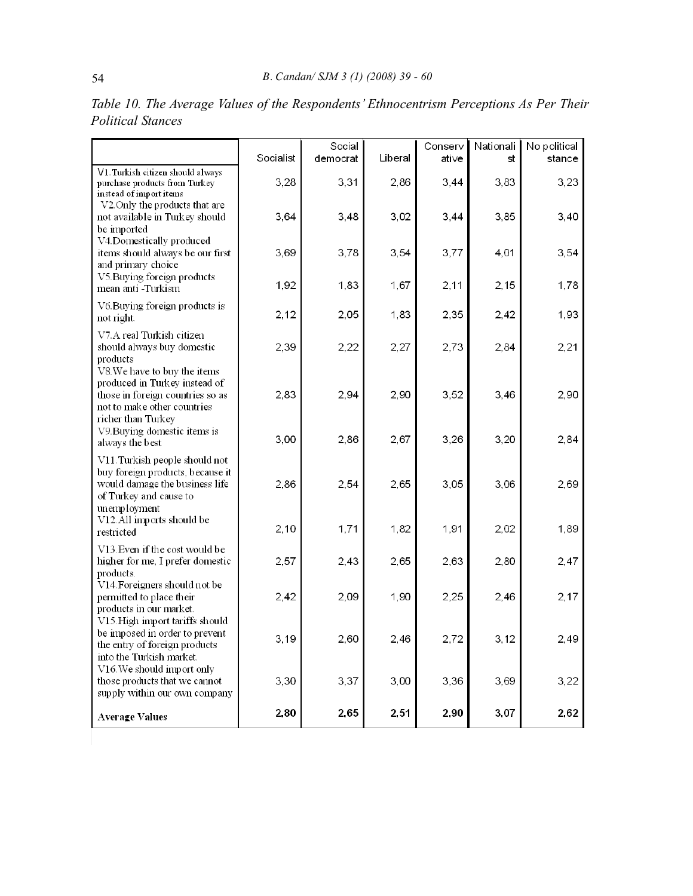*Table 10. The Average Values of the Respondents' Ethnocentrism Perceptions As Per Their Political Stances*

| | Socialist | Social democrat | Liberal | Conservative | Nationalist | No political stance |
|---|---|---|---|---|---|---|
| V1.Turkish citizen should always purchase products from Turkey instead of import items | 3,28 | 3,31 | 2,86 | 3,44 | 3,83 | 3,23 |
| V2.Only the products that are not available in Turkey should be imported | 3,64 | 3,48 | 3,02 | 3,44 | 3,85 | 3,40 |
| V4.Domestically produced items should always be our first and primary choice | 3,69 | 3,78 | 3,54 | 3,77 | 4,01 | 3,54 |
| V5.Buying foreign products mean anti -Turkism | 1,92 | 1,83 | 1,67 | 2,11 | 2,15 | 1,78 |
| V6.Buying foreign products is not right. | 2,12 | 2,05 | 1,83 | 2,35 | 2,42 | 1,93 |
| V7.A real Turkish citizen should always buy domestic products | 2,39 | 2,22 | 2,27 | 2,73 | 2,84 | 2,21 |
| V8.We have to buy the items produced in Turkey instead of those in foreign countries so as not to make other countries richer than Turkey | 2,83 | 2,94 | 2,90 | 3,52 | 3,46 | 2,90 |
| V9.Buying domestic items is always the best | 3,00 | 2,86 | 2,67 | 3,26 | 3,20 | 2,84 |
| V11.Turkish people should not buy foreign products, because it would damage the business life of Turkey and cause to unemployment | 2,86 | 2,54 | 2,65 | 3,05 | 3,06 | 2,69 |
| V12.All imports should be restricted | 2,10 | 1,71 | 1,82 | 1,91 | 2,02 | 1,89 |
| V13.Even if the cost would be higher for me, I prefer domestic products. | 2,57 | 2,43 | 2,65 | 2,63 | 2,80 | 2,47 |
| V14.Foreigners should not be permitted to place their products in our market. | 2,42 | 2,09 | 1,90 | 2,25 | 2,46 | 2,17 |
| V15.High import tariffs should be imposed in order to prevent the entry of foreign products into the Turkish market. | 3,19 | 2,60 | 2,46 | 2,72 | 3,12 | 2,49 |
| V16.We should import only those products that we cannot supply within our own company | 3,30 | 3,37 | 3,00 | 3,36 | 3,69 | 3,22 |
| **Average Values** | 2,80 | 2,65 | 2,51 | 2,90 | 3,07 | 2,62 |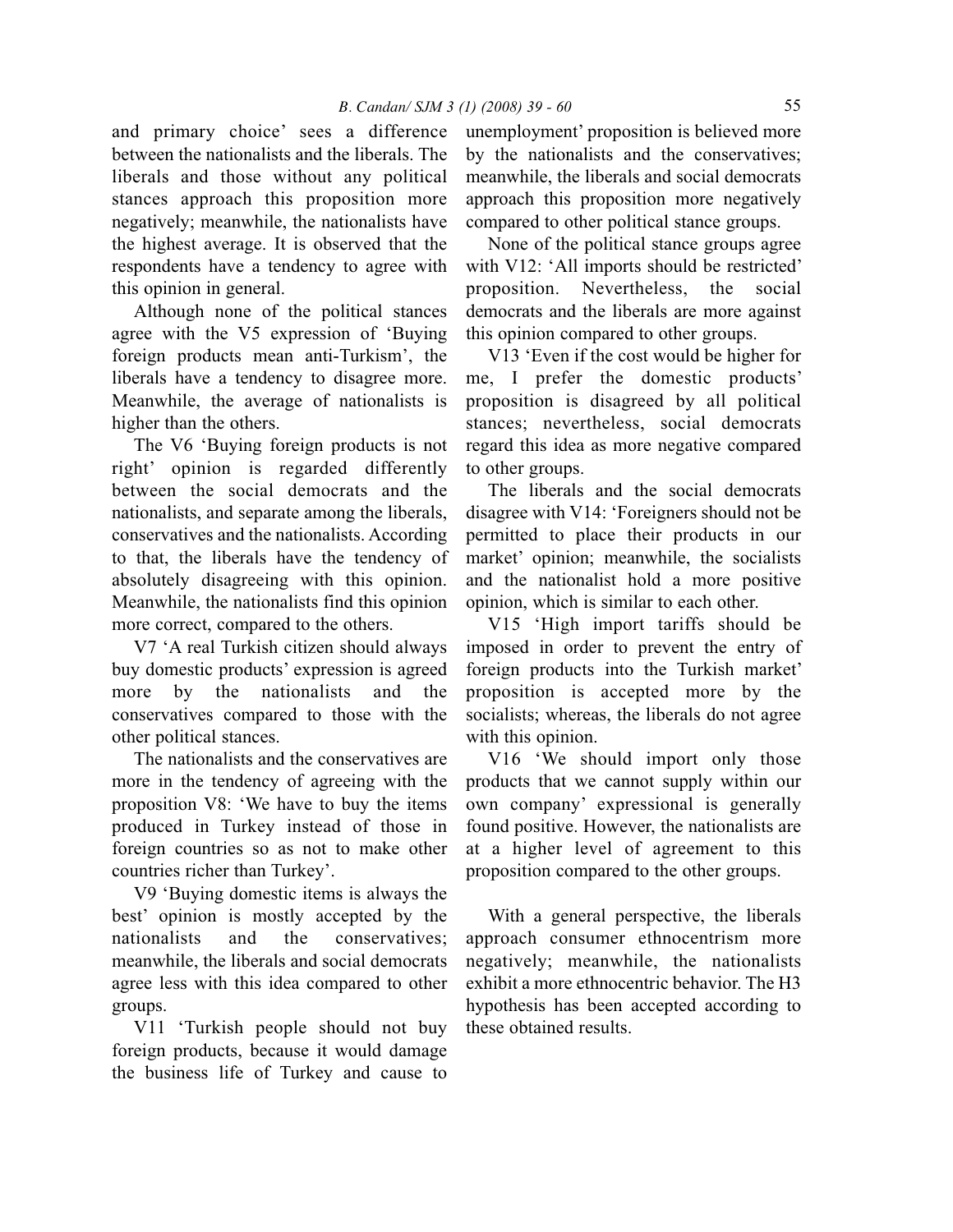and primary choice' sees a difference between the nationalists and the liberals. The liberals and those without any political stances approach this proposition more negatively; meanwhile, the nationalists have the highest average. It is observed that the respondents have a tendency to agree with this opinion in general.

Although none of the political stances agree with the V5 expression of 'Buying foreign products mean anti-Turkism', the liberals have a tendency to disagree more. Meanwhile, the average of nationalists is higher than the others.

The V6 'Buying foreign products is not right' opinion is regarded differently between the social democrats and the nationalists, and separate among the liberals, conservatives and the nationalists. According to that, the liberals have the tendency of absolutely disagreeing with this opinion. Meanwhile, the nationalists find this opinion more correct, compared to the others.

V7 'A real Turkish citizen should always buy domestic products' expression is agreed more by the nationalists and the conservatives compared to those with the other political stances.

The nationalists and the conservatives are more in the tendency of agreeing with the proposition V8: 'We have to buy the items produced in Turkey instead of those in foreign countries so as not to make other countries richer than Turkey'.

V9 'Buying domestic items is always the best' opinion is mostly accepted by the nationalists and the conservatives; meanwhile, the liberals and social democrats agree less with this idea compared to other groups.

V11 'Turkish people should not buy foreign products, because it would damage the business life of Turkey and cause to unemployment' proposition is believed more by the nationalists and the conservatives; meanwhile, the liberals and social democrats approach this proposition more negatively compared to other political stance groups.

None of the political stance groups agree with V12: 'All imports should be restricted' proposition. Nevertheless, the social democrats and the liberals are more against this opinion compared to other groups.

V13 'Even if the cost would be higher for me, I prefer the domestic products' proposition is disagreed by all political stances; nevertheless, social democrats regard this idea as more negative compared to other groups.

The liberals and the social democrats disagree with V14: 'Foreigners should not be permitted to place their products in our market' opinion; meanwhile, the socialists and the nationalist hold a more positive opinion, which is similar to each other.

V15 'High import tariffs should be imposed in order to prevent the entry of foreign products into the Turkish market' proposition is accepted more by the socialists; whereas, the liberals do not agree with this opinion.

V16 'We should import only those products that we cannot supply within our own company' expressional is generally found positive. However, the nationalists are at a higher level of agreement to this proposition compared to the other groups.

With a general perspective, the liberals approach consumer ethnocentrism more negatively; meanwhile, the nationalists exhibit a more ethnocentric behavior. The H3 hypothesis has been accepted according to these obtained results.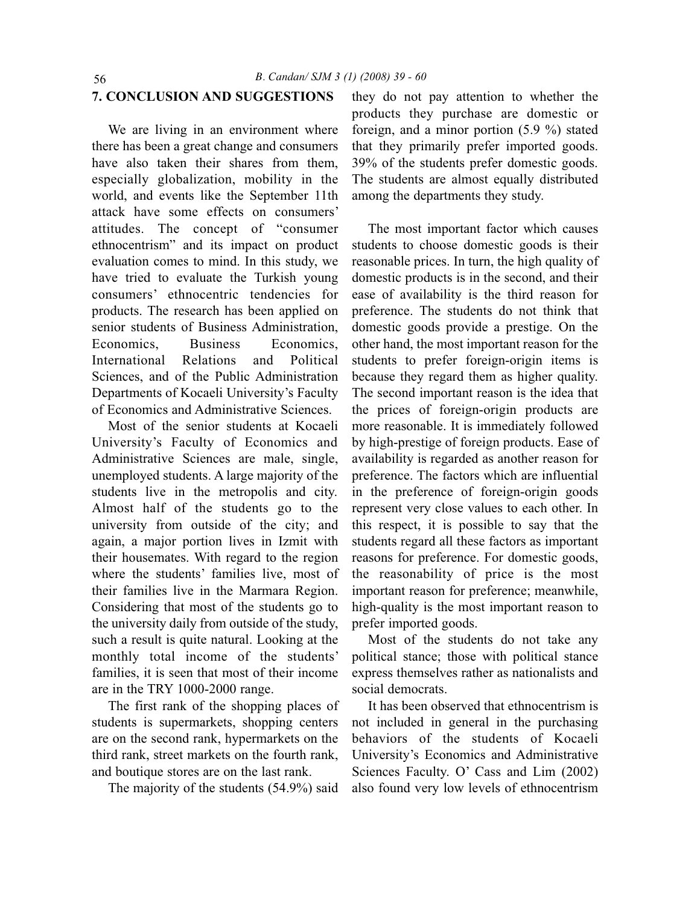## 7. CONCLUSION AND SUGGESTIONS

We are living in an environment where there has been a great change and consumers have also taken their shares from them, especially globalization, mobility in the world, and events like the September 11th attack have some effects on consumers' attitudes. The concept of "consumer ethnocentrism" and its impact on product evaluation comes to mind. In this study, we have tried to evaluate the Turkish young consumers' ethnocentric tendencies for products. The research has been applied on senior students of Business Administration, Economics, Business Economics, International Relations and Political Sciences, and of the Public Administration Departments of Kocaeli University's Faculty of Economics and Administrative Sciences.

Most of the senior students at Kocaeli University's Faculty of Economics and Administrative Sciences are male, single, unemployed students. A large majority of the students live in the metropolis and city. Almost half of the students go to the university from outside of the city; and again, a major portion lives in Izmit with their housemates. With regard to the region where the students' families live, most of their families live in the Marmara Region. Considering that most of the students go to the university daily from outside of the study, such a result is quite natural. Looking at the monthly total income of the students' families, it is seen that most of their income are in the TRY 1000-2000 range.

The first rank of the shopping places of students is supermarkets, shopping centers are on the second rank, hypermarkets on the third rank, street markets on the fourth rank, and boutique stores are on the last rank.

The majority of the students (54.9%) said they do not pay attention to whether the products they purchase are domestic or foreign, and a minor portion (5.9 %) stated that they primarily prefer imported goods. 39% of the students prefer domestic goods. The students are almost equally distributed among the departments they study.

The most important factor which causes students to choose domestic goods is their reasonable prices. In turn, the high quality of domestic products is in the second, and their ease of availability is the third reason for preference. The students do not think that domestic goods provide a prestige. On the other hand, the most important reason for the students to prefer foreign-origin items is because they regard them as higher quality. The second important reason is the idea that the prices of foreign-origin products are more reasonable. It is immediately followed by high-prestige of foreign products. Ease of availability is regarded as another reason for preference. The factors which are influential in the preference of foreign-origin goods represent very close values to each other. In this respect, it is possible to say that the students regard all these factors as important reasons for preference. For domestic goods, the reasonability of price is the most important reason for preference; meanwhile, high-quality is the most important reason to prefer imported goods.

Most of the students do not take any political stance; those with political stance express themselves rather as nationalists and social democrats.

It has been observed that ethnocentrism is not included in general in the purchasing behaviors of the students of Kocaeli University's Economics and Administrative Sciences Faculty. O' Cass and Lim (2002) also found very low levels of ethnocentrism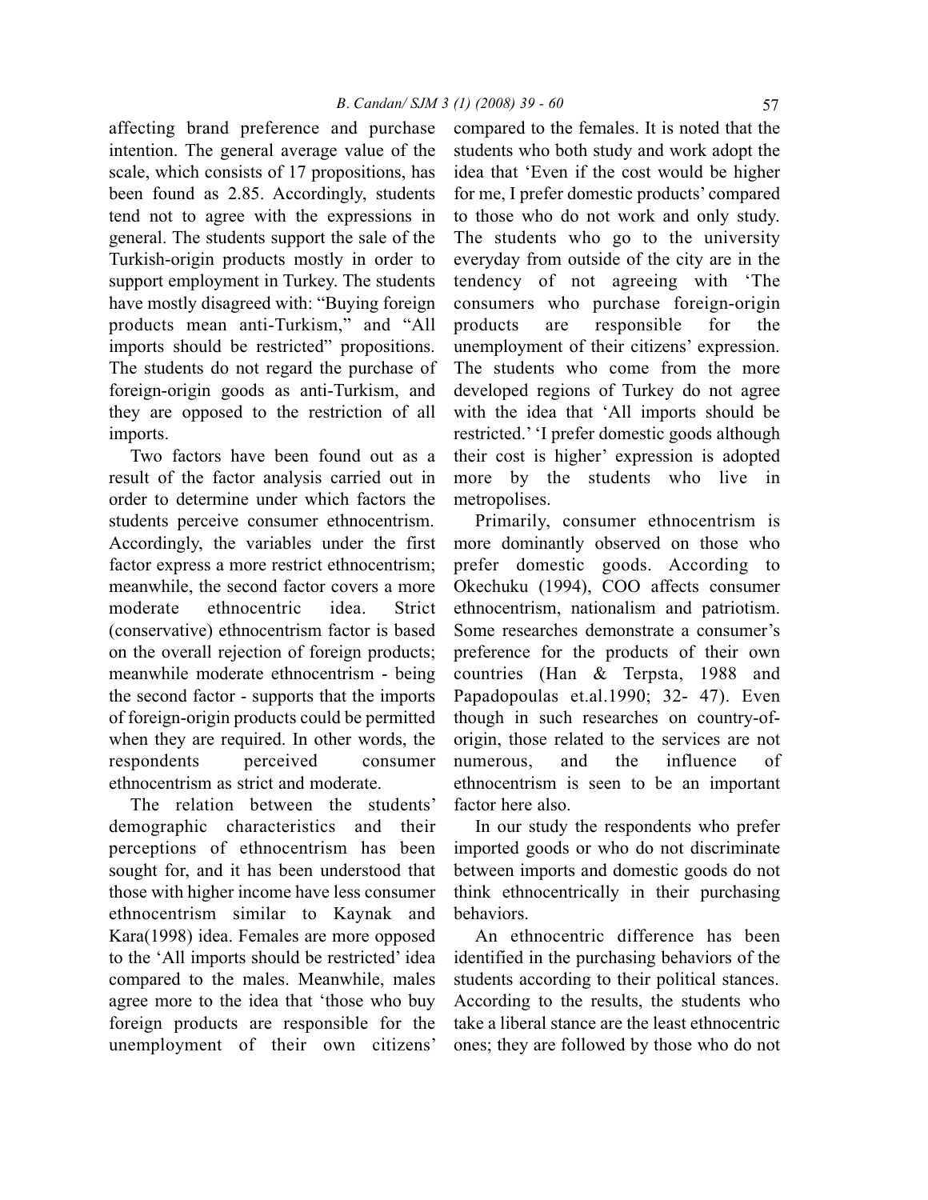affecting brand preference and purchase intention. The general average value of the scale, which consists of 17 propositions, has been found as 2.85. Accordingly, students tend not to agree with the expressions in general. The students support the sale of the Turkish-origin products mostly in order to support employment in Turkey. The students have mostly disagreed with: "Buying foreign products mean anti-Turkism," and "All imports should be restricted" propositions. The students do not regard the purchase of foreign-origin goods as anti-Turkism, and they are opposed to the restriction of all imports.

Two factors have been found out as a result of the factor analysis carried out in order to determine under which factors the students perceive consumer ethnocentrism. Accordingly, the variables under the first factor express a more restrict ethnocentrism; meanwhile, the second factor covers a more moderate ethnocentric idea. Strict (conservative) ethnocentrism factor is based on the overall rejection of foreign products; meanwhile moderate ethnocentrism - being the second factor - supports that the imports of foreign-origin products could be permitted when they are required. In other words, the respondents perceived consumer ethnocentrism as strict and moderate.

The relation between the students' demographic characteristics and their perceptions of ethnocentrism has been sought for, and it has been understood that those with higher income have less consumer ethnocentrism similar to Kaynak and Kara(1998) idea. Females are more opposed to the 'All imports should be restricted' idea compared to the males. Meanwhile, males agree more to the idea that 'those who buy foreign products are responsible for the unemployment of their own citizens' compared to the females. It is noted that the students who both study and work adopt the idea that 'Even if the cost would be higher for me, I prefer domestic products' compared to those who do not work and only study. The students who go to the university everyday from outside of the city are in the tendency of not agreeing with 'The consumers who purchase foreign-origin products are responsible for the unemployment of their citizens' expression. The students who come from the more developed regions of Turkey do not agree with the idea that 'All imports should be restricted.' 'I prefer domestic goods although their cost is higher' expression is adopted more by the students who live in metropolises.

Primarily, consumer ethnocentrism is more dominantly observed on those who prefer domestic goods. According to Okechuku (1994), COO affects consumer ethnocentrism, nationalism and patriotism. Some researches demonstrate a consumer's preference for the products of their own countries (Han & Terpsta, 1988 and Papadopoulas et.al.1990; 32- 47). Even though in such researches on country-of-origin, those related to the services are not numerous, and the influence of ethnocentrism is seen to be an important factor here also.

In our study the respondents who prefer imported goods or who do not discriminate between imports and domestic goods do not think ethnocentrically in their purchasing behaviors.

An ethnocentric difference has been identified in the purchasing behaviors of the students according to their political stances. According to the results, the students who take a liberal stance are the least ethnocentric ones; they are followed by those who do not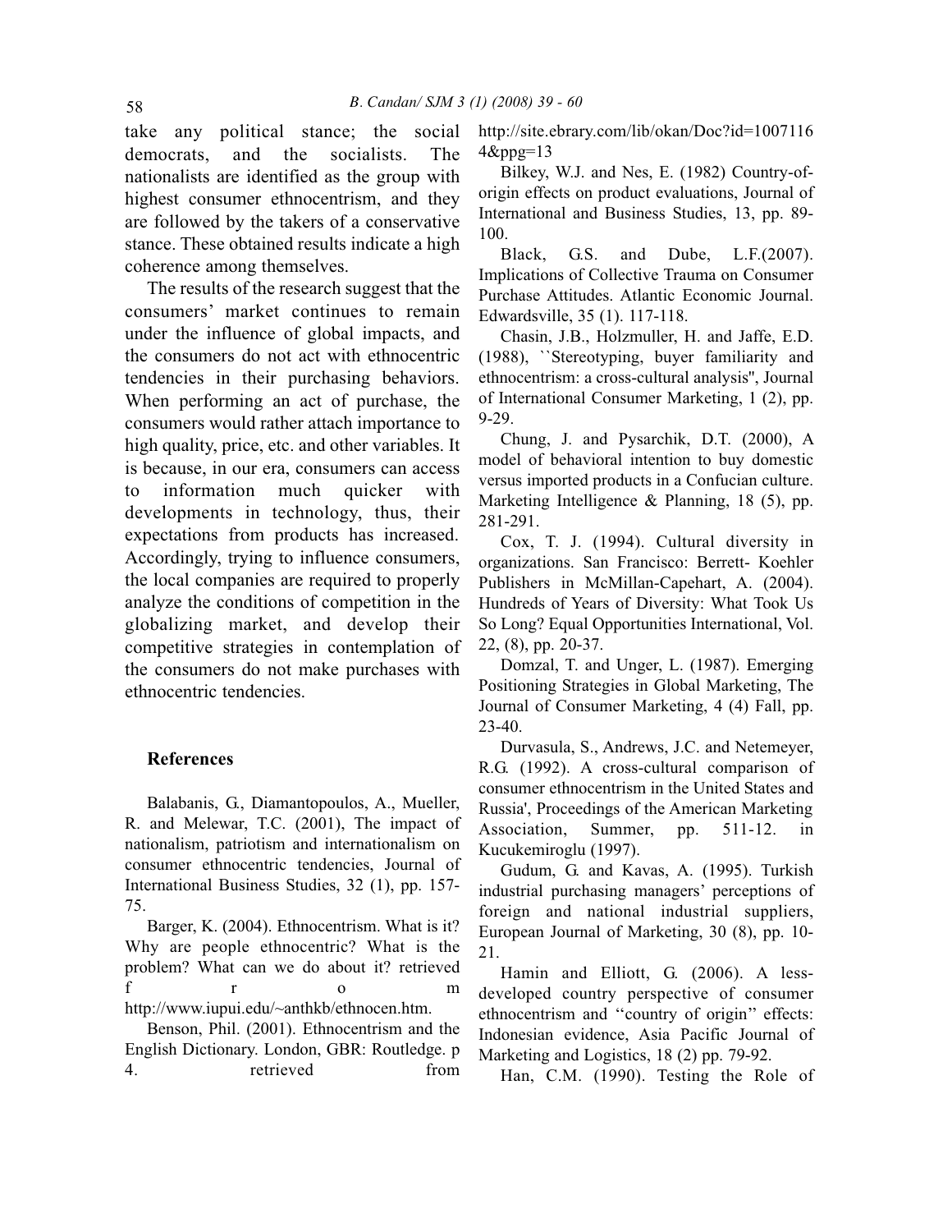take any political stance; the social democrats, and the socialists. The nationalists are identified as the group with highest consumer ethnocentrism, and they are followed by the takers of a conservative stance. These obtained results indicate a high coherence among themselves.

The results of the research suggest that the consumers' market continues to remain under the influence of global impacts, and the consumers do not act with ethnocentric tendencies in their purchasing behaviors. When performing an act of purchase, the consumers would rather attach importance to high quality, price, etc. and other variables. It is because, in our era, consumers can access to information much quicker with developments in technology, thus, their expectations from products has increased. Accordingly, trying to influence consumers, the local companies are required to properly analyze the conditions of competition in the globalizing market, and develop their competitive strategies in contemplation of the consumers do not make purchases with ethnocentric tendencies.

### References

Balabanis, G., Diamantopoulos, A., Mueller, R. and Melewar, T.C. (2001), The impact of nationalism, patriotism and internationalism on consumer ethnocentric tendencies, Journal of International Business Studies, 32 (1), pp. 157-75.

Barger, K. (2004). Ethnocentrism. What is it? Why are people ethnocentric? What is the problem? What can we do about it? retrieved from http://www.iupui.edu/~anthkb/ethnocen.htm.

Benson, Phil. (2001). Ethnocentrism and the English Dictionary. London, GBR: Routledge. p 4. retrieved from http://site.ebrary.com/lib/okan/Doc?id=10071164&ppg=13

Bilkey, W.J. and Nes, E. (1982) Country-of-origin effects on product evaluations, Journal of International and Business Studies, 13, pp. 89-100.

Black, G.S. and Dube, L.F.(2007). Implications of Collective Trauma on Consumer Purchase Attitudes. Atlantic Economic Journal. Edwardsville, 35 (1). 117-118.

Chasin, J.B., Holzmuller, H. and Jaffe, E.D. (1988), ``Stereotyping, buyer familiarity and ethnocentrism: a cross-cultural analysis'', Journal of International Consumer Marketing, 1 (2), pp. 9-29.

Chung, J. and Pysarchik, D.T. (2000), A model of behavioral intention to buy domestic versus imported products in a Confucian culture. Marketing Intelligence & Planning, 18 (5), pp. 281-291.

Cox, T. J. (1994). Cultural diversity in organizations. San Francisco: Berrett- Koehler Publishers in McMillan-Capehart, A. (2004). Hundreds of Years of Diversity: What Took Us So Long? Equal Opportunities International, Vol. 22, (8), pp. 20-37.

Domzal, T. and Unger, L. (1987). Emerging Positioning Strategies in Global Marketing, The Journal of Consumer Marketing, 4 (4) Fall, pp. 23-40.

Durvasula, S., Andrews, J.C. and Netemeyer, R.G. (1992). A cross-cultural comparison of consumer ethnocentrism in the United States and Russia', Proceedings of the American Marketing Association, Summer, pp. 511-12. in Kucukemiroglu (1997).

Gudum, G. and Kavas, A. (1995). Turkish industrial purchasing managers' perceptions of foreign and national industrial suppliers, European Journal of Marketing, 30 (8), pp. 10-21.

Hamin and Elliott, G. (2006). A less-developed country perspective of consumer ethnocentrism and ''country of origin'' effects: Indonesian evidence, Asia Pacific Journal of Marketing and Logistics, 18 (2) pp. 79-92.

Han, C.M. (1990). Testing the Role of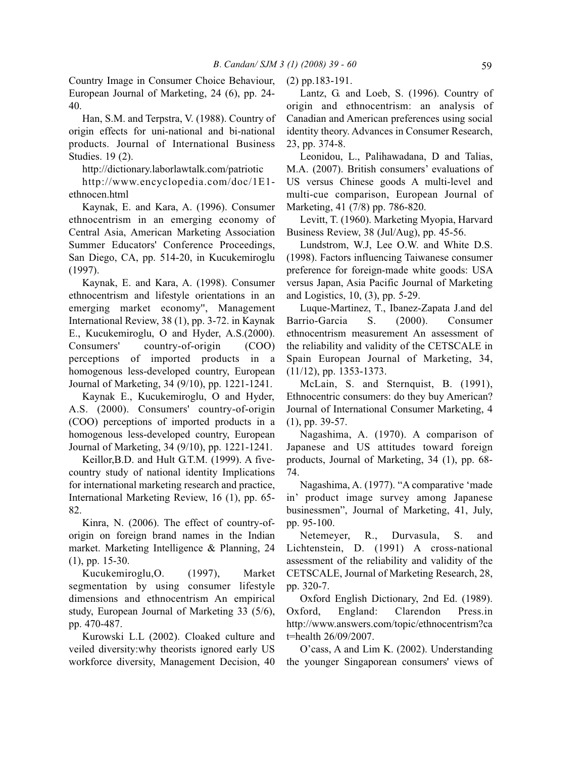Country Image in Consumer Choice Behaviour, European Journal of Marketing, 24 (6), pp. 24-40.

Han, S.M. and Terpstra, V. (1988). Country of origin effects for uni-national and bi-national products. Journal of International Business Studies. 19 (2).

http://dictionary.laborlawtalk.com/patriotic

http://www.encyclopedia.com/doc/1E1-ethnocen.html

Kaynak, E. and Kara, A. (1996). Consumer ethnocentrism in an emerging economy of Central Asia, American Marketing Association Summer Educators' Conference Proceedings, San Diego, CA, pp. 514-20, in Kucukemiroglu (1997).

Kaynak, E. and Kara, A. (1998). Consumer ethnocentrism and lifestyle orientations in an emerging market economy", Management International Review, 38 (1), pp. 3-72. in Kaynak E., Kucukemiroglu, O and Hyder, A.S.(2000). Consumers' country-of-origin (COO) perceptions of imported products in a homogenous less-developed country, European Journal of Marketing, 34 (9/10), pp. 1221-1241.

Kaynak E., Kucukemiroglu, O and Hyder, A.S. (2000). Consumers' country-of-origin (COO) perceptions of imported products in a homogenous less-developed country, European Journal of Marketing, 34 (9/10), pp. 1221-1241.

Keillor,B.D. and Hult G.T.M. (1999). A five-country study of national identity Implications for international marketing research and practice, International Marketing Review, 16 (1), pp. 65-82.

Kinra, N. (2006). The effect of country-of-origin on foreign brand names in the Indian market. Marketing Intelligence & Planning, 24 (1), pp. 15-30.

Kucukemiroglu,O. (1997), Market segmentation by using consumer lifestyle dimensions and ethnocentrism An empirical study, European Journal of Marketing 33 (5/6), pp. 470-487.

Kurowski L.L (2002). Cloaked culture and veiled diversity:why theorists ignored early US workforce diversity, Management Decision, 40 (2) pp.183-191.

Lantz, G. and Loeb, S. (1996). Country of origin and ethnocentrism: an analysis of Canadian and American preferences using social identity theory. Advances in Consumer Research, 23, pp. 374-8.

Leonidou, L., Palihawadana, D and Talias, M.A. (2007). British consumers' evaluations of US versus Chinese goods A multi-level and multi-cue comparison, European Journal of Marketing, 41 (7/8) pp. 786-820.

Levitt, T. (1960). Marketing Myopia, Harvard Business Review, 38 (Jul/Aug), pp. 45-56.

Lundstrom, W.J, Lee O.W. and White D.S. (1998). Factors influencing Taiwanese consumer preference for foreign-made white goods: USA versus Japan, Asia Pacific Journal of Marketing and Logistics, 10, (3), pp. 5-29.

Luque-Martinez, T., Ibanez-Zapata J.and del Barrio-Garcia S. (2000). Consumer ethnocentrism measurement An assessment of the reliability and validity of the CETSCALE in Spain European Journal of Marketing, 34, (11/12), pp. 1353-1373.

McLain, S. and Sternquist, B. (1991), Ethnocentric consumers: do they buy American? Journal of International Consumer Marketing, 4 (1), pp. 39-57.

Nagashima, A. (1970). A comparison of Japanese and US attitudes toward foreign products, Journal of Marketing, 34 (1), pp. 68-74.

Nagashima, A. (1977). "A comparative 'made in' product image survey among Japanese businessmen", Journal of Marketing, 41, July, pp. 95-100.

Netemeyer, R., Durvasula, S. and Lichtenstein, D. (1991) A cross-national assessment of the reliability and validity of the CETSCALE, Journal of Marketing Research, 28, pp. 320-7.

Oxford English Dictionary, 2nd Ed. (1989). Oxford, England: Clarendon Press.in http://www.answers.com/topic/ethnocentrism?cat=health 26/09/2007.

O'cass, A and Lim K. (2002). Understanding the younger Singaporean consumers' views of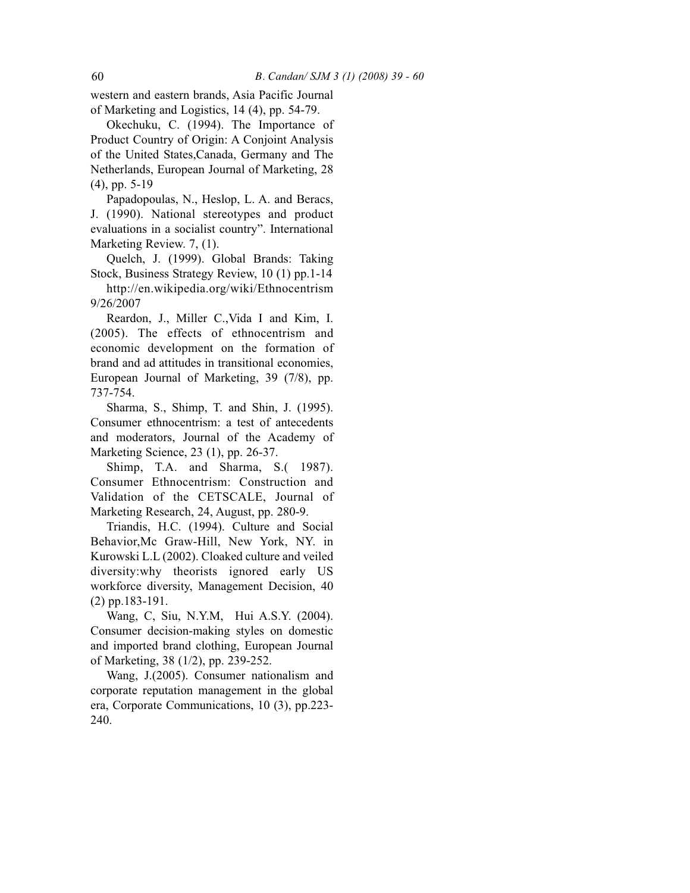western and eastern brands, Asia Pacific Journal of Marketing and Logistics, 14 (4), pp. 54-79.

Okechuku, C. (1994). The Importance of Product Country of Origin: A Conjoint Analysis of the United States,Canada, Germany and The Netherlands, European Journal of Marketing, 28 (4), pp. 5-19

Papadopoulas, N., Heslop, L. A. and Beracs, J. (1990). National stereotypes and product evaluations in a socialist country". International Marketing Review. 7, (1).

Quelch, J. (1999). Global Brands: Taking Stock, Business Strategy Review, 10 (1) pp.1-14

http://en.wikipedia.org/wiki/Ethnocentrism 9/26/2007

Reardon, J., Miller C.,Vida I and Kim, I. (2005). The effects of ethnocentrism and economic development on the formation of brand and ad attitudes in transitional economies, European Journal of Marketing, 39 (7/8), pp. 737-754.

Sharma, S., Shimp, T. and Shin, J. (1995). Consumer ethnocentrism: a test of antecedents and moderators, Journal of the Academy of Marketing Science, 23 (1), pp. 26-37.

Shimp, T.A. and Sharma, S.( 1987). Consumer Ethnocentrism: Construction and Validation of the CETSCALE, Journal of Marketing Research, 24, August, pp. 280-9.

Triandis, H.C. (1994). Culture and Social Behavior,Mc Graw-Hill, New York, NY. in Kurowski L.L (2002). Cloaked culture and veiled diversity:why theorists ignored early US workforce diversity, Management Decision, 40 (2) pp.183-191.

Wang, C, Siu, N.Y.M, Hui A.S.Y. (2004). Consumer decision-making styles on domestic and imported brand clothing, European Journal of Marketing, 38 (1/2), pp. 239-252.

Wang, J.(2005). Consumer nationalism and corporate reputation management in the global era, Corporate Communications, 10 (3), pp.223-240.